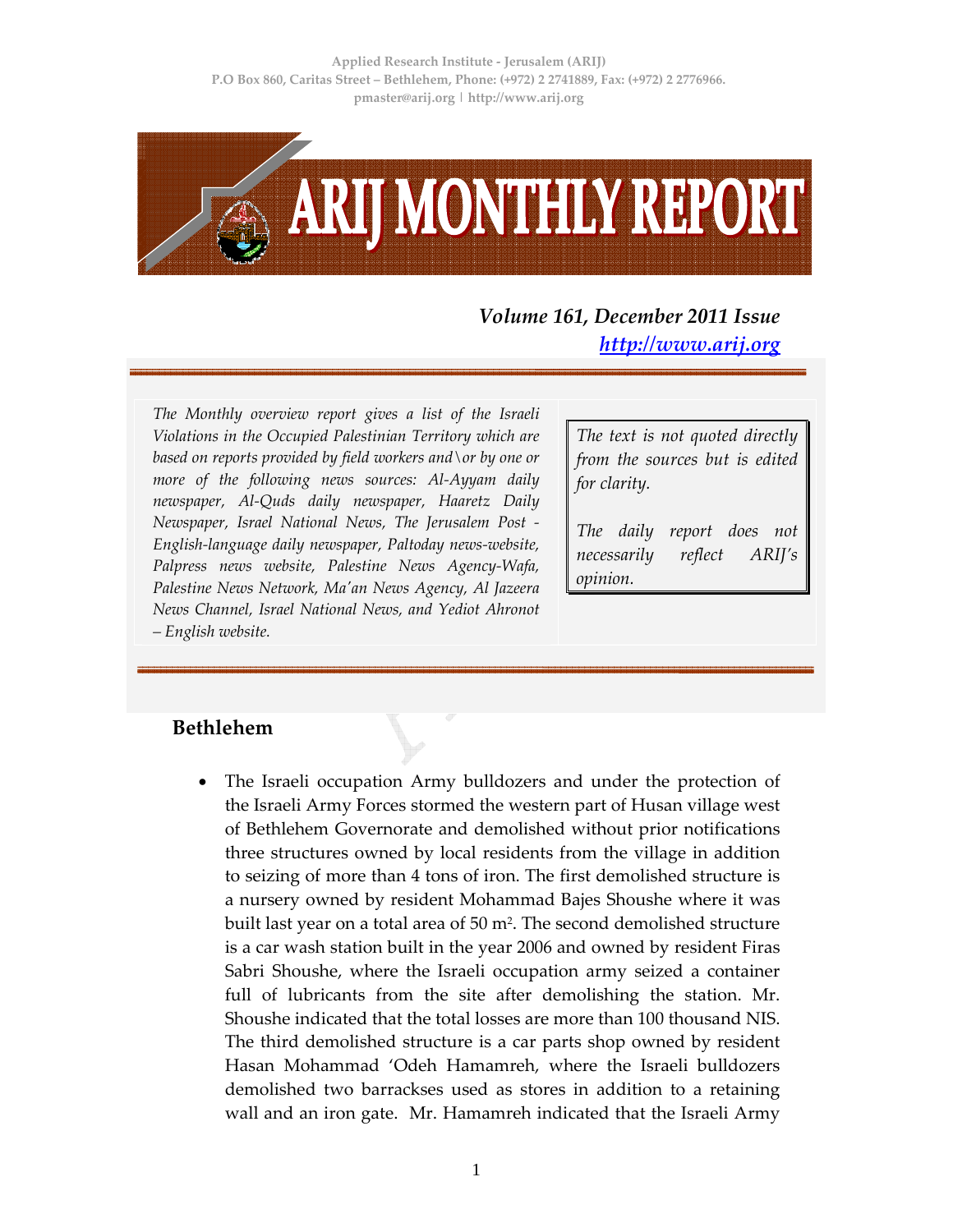Applied Research Institute - Jerusalem (ARIJ)
P.O Box 860, Caritas Street – Bethlehem, Phone: (+972) 2 2741889, Fax: (+972) 2 2776966.
pmaster@arij.org | http://www.arij.org

# ARIJ MONTHLY REPORT

***Volume 161, December 2011 Issue***
*http://www.arij.org*

*The Monthly overview report gives a list of the Israeli Violations in the Occupied Palestinian Territory which are based on reports provided by field workers and\or by one or more of the following news sources: Al-Ayyam daily newspaper, Al-Quds daily newspaper, Haaretz Daily Newspaper, Israel National News, The Jerusalem Post - English-language daily newspaper, Paltoday news-website, Palpress news website, Palestine News Agency-Wafa, Palestine News Network, Ma'an News Agency, Al Jazeera News Channel, Israel National News, and Yediot Ahronot – English website.*

*The text is not quoted directly from the sources but is edited for clarity.*

*The daily report does not necessarily reflect ARIJ's opinion.*

## Bethlehem

- The Israeli occupation Army bulldozers and under the protection of the Israeli Army Forces stormed the western part of Husan village west of Bethlehem Governorate and demolished without prior notifications three structures owned by local residents from the village in addition to seizing of more than 4 tons of iron. The first demolished structure is a nursery owned by resident Mohammad Bajes Shoushe where it was built last year on a total area of 50 m$^2$. The second demolished structure is a car wash station built in the year 2006 and owned by resident Firas Sabri Shoushe, where the Israeli occupation army seized a container full of lubricants from the site after demolishing the station. Mr. Shoushe indicated that the total losses are more than 100 thousand NIS. The third demolished structure is a car parts shop owned by resident Hasan Mohammad 'Odeh Hamamreh, where the Israeli bulldozers demolished two barrackses used as stores in addition to a retaining wall and an iron gate. Mr. Hamamreh indicated that the Israeli Army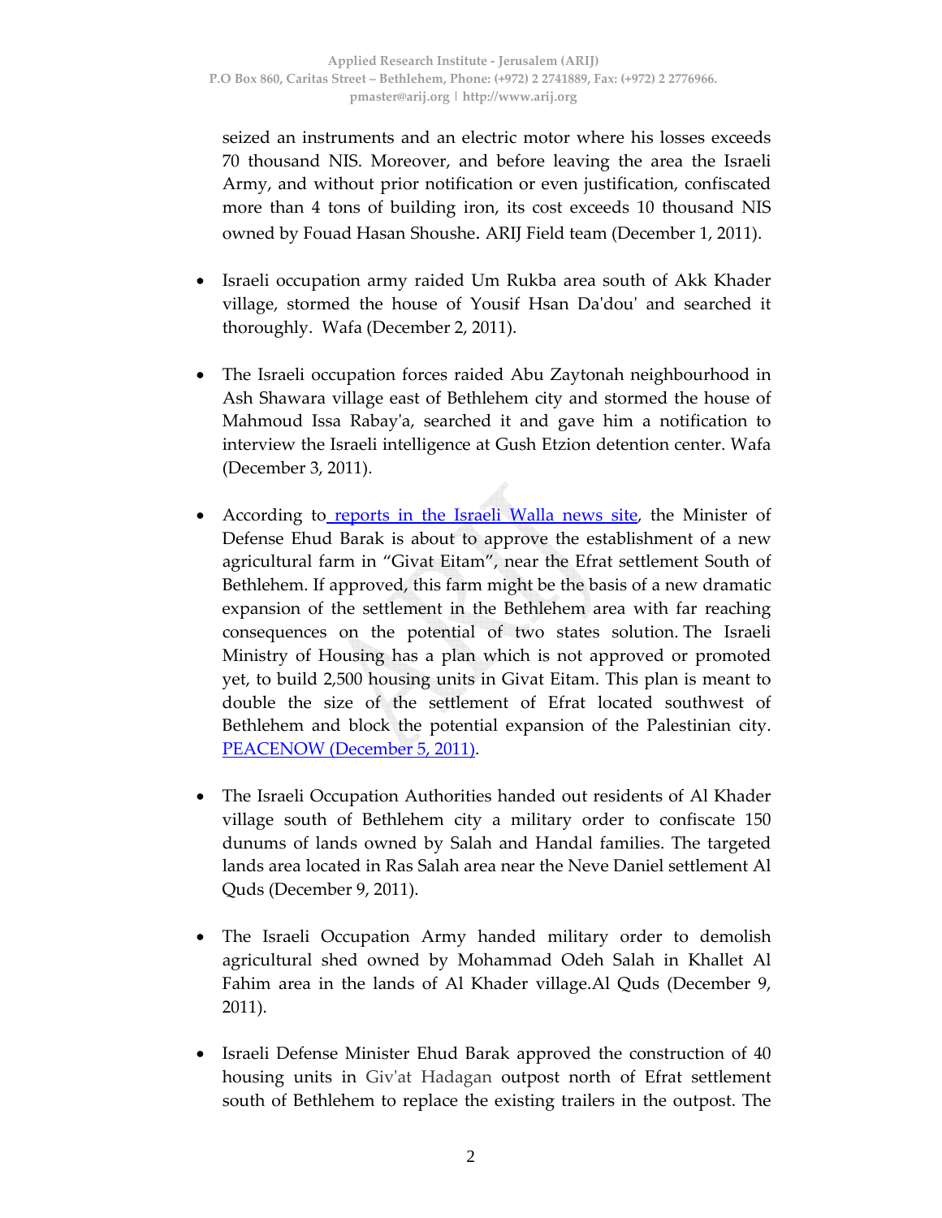seized an instruments and an electric motor where his losses exceeds 70 thousand NIS. Moreover, and before leaving the area the Israeli Army, and without prior notification or even justification, confiscated more than 4 tons of building iron, its cost exceeds 10 thousand NIS owned by Fouad Hasan Shoushe. ARIJ Field team (December 1, 2011).

- Israeli occupation army raided Um Rukba area south of Akk Khader village, stormed the house of Yousif Hsan Da'dou' and searched it thoroughly. Wafa (December 2, 2011).

- The Israeli occupation forces raided Abu Zaytonah neighbourhood in Ash Shawara village east of Bethlehem city and stormed the house of Mahmoud Issa Rabay'a, searched it and gave him a notification to interview the Israeli intelligence at Gush Etzion detention center. Wafa (December 3, 2011).

- According to reports in the Israeli Walla news site, the Minister of Defense Ehud Barak is about to approve the establishment of a new agricultural farm in "Givat Eitam", near the Efrat settlement South of Bethlehem. If approved, this farm might be the basis of a new dramatic expansion of the settlement in the Bethlehem area with far reaching consequences on the potential of two states solution. The Israeli Ministry of Housing has a plan which is not approved or promoted yet, to build 2,500 housing units in Givat Eitam. This plan is meant to double the size of the settlement of Efrat located southwest of Bethlehem and block the potential expansion of the Palestinian city. PEACENOW (December 5, 2011).

- The Israeli Occupation Authorities handed out residents of Al Khader village south of Bethlehem city a military order to confiscate 150 dunums of lands owned by Salah and Handal families. The targeted lands area located in Ras Salah area near the Neve Daniel settlement Al Quds (December 9, 2011).

- The Israeli Occupation Army handed military order to demolish agricultural shed owned by Mohammad Odeh Salah in Khallet Al Fahim area in the lands of Al Khader village.Al Quds (December 9, 2011).

- Israeli Defense Minister Ehud Barak approved the construction of 40 housing units in Giv'at Hadagan outpost north of Efrat settlement south of Bethlehem to replace the existing trailers in the outpost. The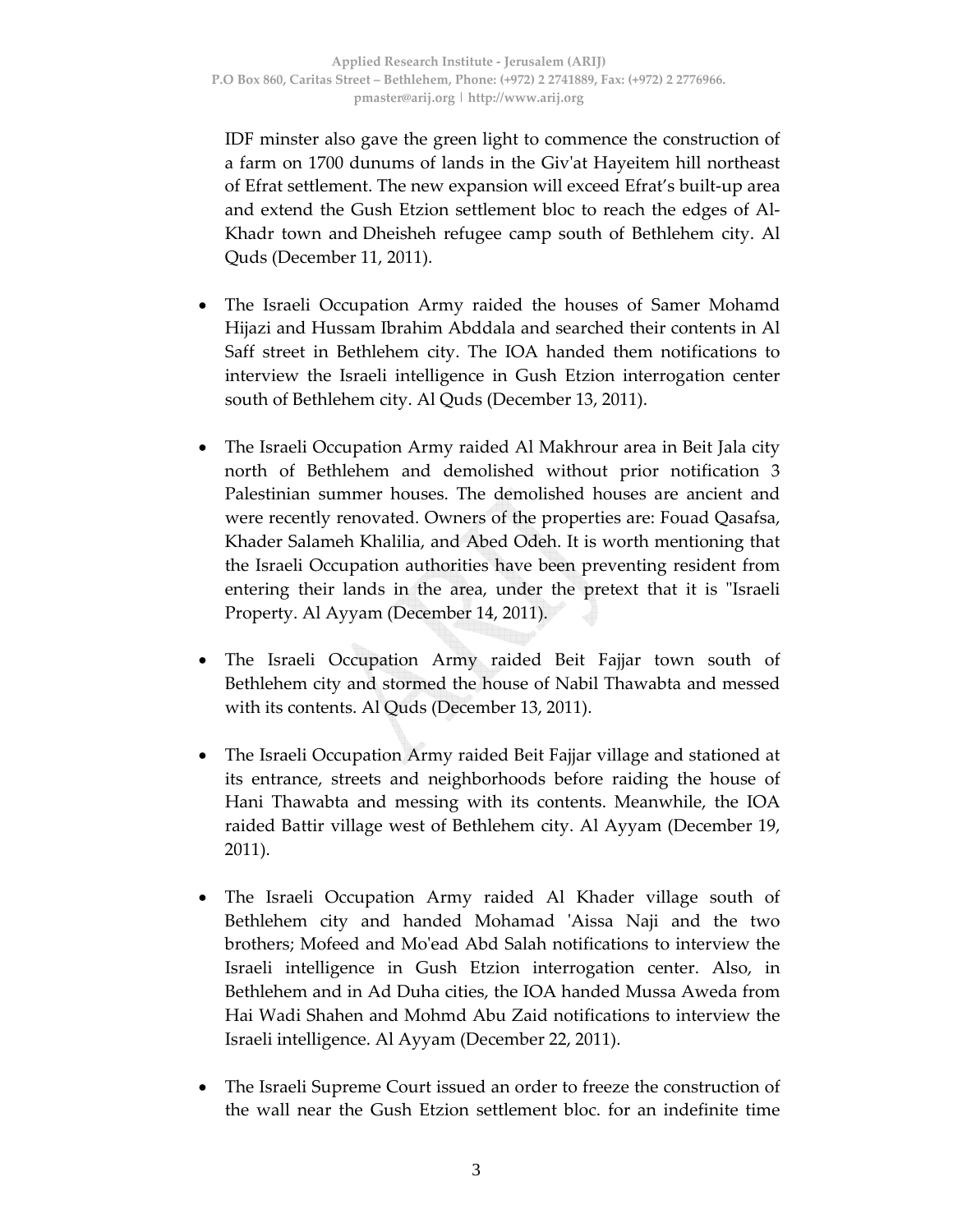IDF minster also gave the green light to commence the construction of a farm on 1700 dunums of lands in the Giv'at Hayeitem hill northeast of Efrat settlement. The new expansion will exceed Efrat's built-up area and extend the Gush Etzion settlement bloc to reach the edges of Al-Khadr town and Dheisheh refugee camp south of Bethlehem city. Al Quds (December 11, 2011).

- The Israeli Occupation Army raided the houses of Samer Mohamd Hijazi and Hussam Ibrahim Abddala and searched their contents in Al Saff street in Bethlehem city. The IOA handed them notifications to interview the Israeli intelligence in Gush Etzion interrogation center south of Bethlehem city. Al Quds (December 13, 2011).

- The Israeli Occupation Army raided Al Makhrour area in Beit Jala city north of Bethlehem and demolished without prior notification 3 Palestinian summer houses. The demolished houses are ancient and were recently renovated. Owners of the properties are: Fouad Qasafsa, Khader Salameh Khalilia, and Abed Odeh. It is worth mentioning that the Israeli Occupation authorities have been preventing resident from entering their lands in the area, under the pretext that it is "Israeli Property. Al Ayyam (December 14, 2011).

- The Israeli Occupation Army raided Beit Fajjar town south of Bethlehem city and stormed the house of Nabil Thawabta and messed with its contents. Al Quds (December 13, 2011).

- The Israeli Occupation Army raided Beit Fajjar village and stationed at its entrance, streets and neighborhoods before raiding the house of Hani Thawabta and messing with its contents. Meanwhile, the IOA raided Battir village west of Bethlehem city. Al Ayyam (December 19, 2011).

- The Israeli Occupation Army raided Al Khader village south of Bethlehem city and handed Mohamad 'Aissa Naji and the two brothers; Mofeed and Mo'ead Abd Salah notifications to interview the Israeli intelligence in Gush Etzion interrogation center. Also, in Bethlehem and in Ad Duha cities, the IOA handed Mussa Aweda from Hai Wadi Shahen and Mohmd Abu Zaid notifications to interview the Israeli intelligence. Al Ayyam (December 22, 2011).

- The Israeli Supreme Court issued an order to freeze the construction of the wall near the Gush Etzion settlement bloc. for an indefinite time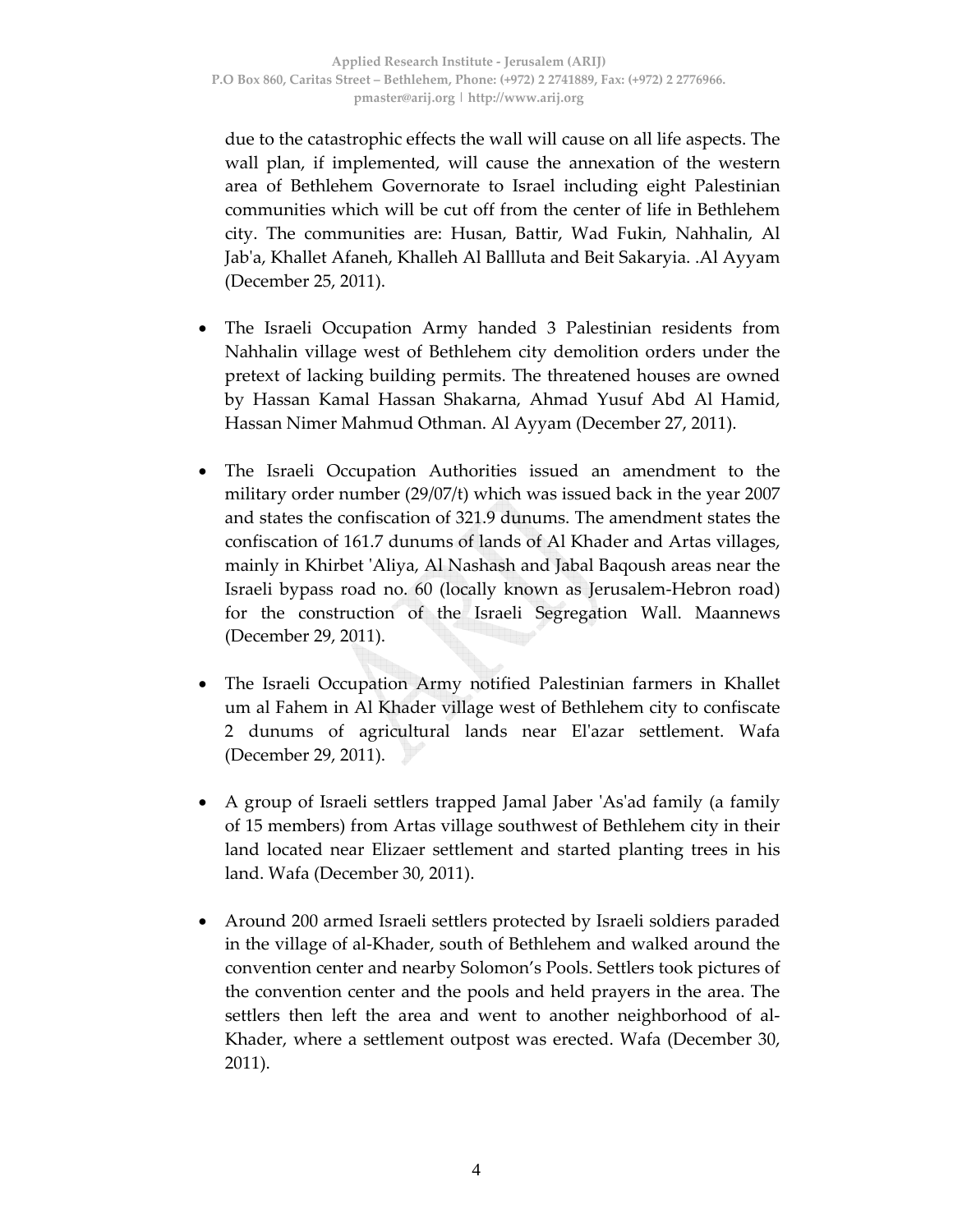due to the catastrophic effects the wall will cause on all life aspects. The wall plan, if implemented, will cause the annexation of the western area of Bethlehem Governorate to Israel including eight Palestinian communities which will be cut off from the center of life in Bethlehem city. The communities are: Husan, Battir, Wad Fukin, Nahhalin, Al Jab'a, Khallet Afaneh, Khalleh Al Ballluta and Beit Sakaryia. .Al Ayyam (December 25, 2011).

- The Israeli Occupation Army handed 3 Palestinian residents from Nahhalin village west of Bethlehem city demolition orders under the pretext of lacking building permits. The threatened houses are owned by Hassan Kamal Hassan Shakarna, Ahmad Yusuf Abd Al Hamid, Hassan Nimer Mahmud Othman. Al Ayyam (December 27, 2011).

- The Israeli Occupation Authorities issued an amendment to the military order number (29/07/t) which was issued back in the year 2007 and states the confiscation of 321.9 dunums. The amendment states the confiscation of 161.7 dunums of lands of Al Khader and Artas villages, mainly in Khirbet 'Aliya, Al Nashash and Jabal Baqoush areas near the Israeli bypass road no. 60 (locally known as Jerusalem-Hebron road) for the construction of the Israeli Segregation Wall. Maannews (December 29, 2011).

- The Israeli Occupation Army notified Palestinian farmers in Khallet um al Fahem in Al Khader village west of Bethlehem city to confiscate 2 dunums of agricultural lands near El'azar settlement. Wafa (December 29, 2011).

- A group of Israeli settlers trapped Jamal Jaber 'As'ad family (a family of 15 members) from Artas village southwest of Bethlehem city in their land located near Elizaer settlement and started planting trees in his land. Wafa (December 30, 2011).

- Around 200 armed Israeli settlers protected by Israeli soldiers paraded in the village of al-Khader, south of Bethlehem and walked around the convention center and nearby Solomon's Pools. Settlers took pictures of the convention center and the pools and held prayers in the area. The settlers then left the area and went to another neighborhood of al-Khader, where a settlement outpost was erected. Wafa (December 30, 2011).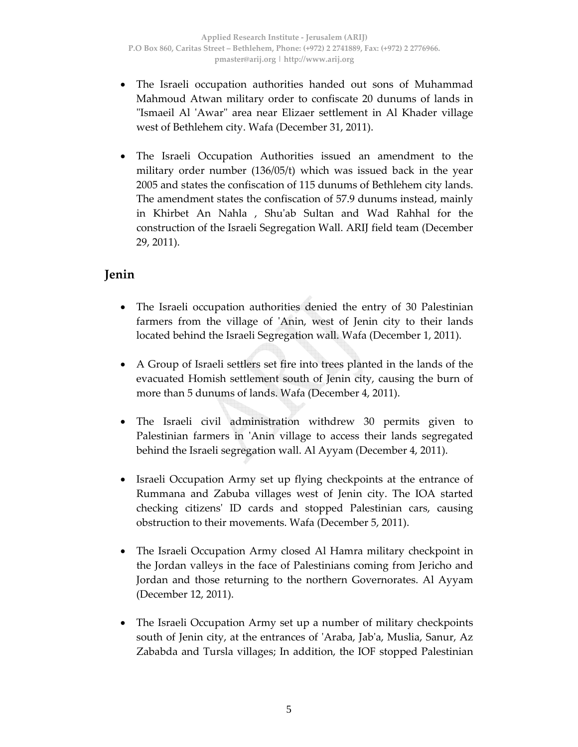- The Israeli occupation authorities handed out sons of Muhammad Mahmoud Atwan military order to confiscate 20 dunums of lands in "Ismaeil Al 'Awar" area near Elizaer settlement in Al Khader village west of Bethlehem city. Wafa (December 31, 2011).

- The Israeli Occupation Authorities issued an amendment to the military order number (136/05/t) which was issued back in the year 2005 and states the confiscation of 115 dunums of Bethlehem city lands. The amendment states the confiscation of 57.9 dunums instead, mainly in Khirbet An Nahla , Shu'ab Sultan and Wad Rahhal for the construction of the Israeli Segregation Wall. ARIJ field team (December 29, 2011).

## Jenin

- The Israeli occupation authorities denied the entry of 30 Palestinian farmers from the village of 'Anin, west of Jenin city to their lands located behind the Israeli Segregation wall. Wafa (December 1, 2011).

- A Group of Israeli settlers set fire into trees planted in the lands of the evacuated Homish settlement south of Jenin city, causing the burn of more than 5 dunums of lands. Wafa (December 4, 2011).

- The Israeli civil administration withdrew 30 permits given to Palestinian farmers in 'Anin village to access their lands segregated behind the Israeli segregation wall. Al Ayyam (December 4, 2011).

- Israeli Occupation Army set up flying checkpoints at the entrance of Rummana and Zabuba villages west of Jenin city. The IOA started checking citizens' ID cards and stopped Palestinian cars, causing obstruction to their movements. Wafa (December 5, 2011).

- The Israeli Occupation Army closed Al Hamra military checkpoint in the Jordan valleys in the face of Palestinians coming from Jericho and Jordan and those returning to the northern Governorates. Al Ayyam (December 12, 2011).

- The Israeli Occupation Army set up a number of military checkpoints south of Jenin city, at the entrances of 'Araba, Jab'a, Muslia, Sanur, Az Zababda and Tursla villages; In addition, the IOF stopped Palestinian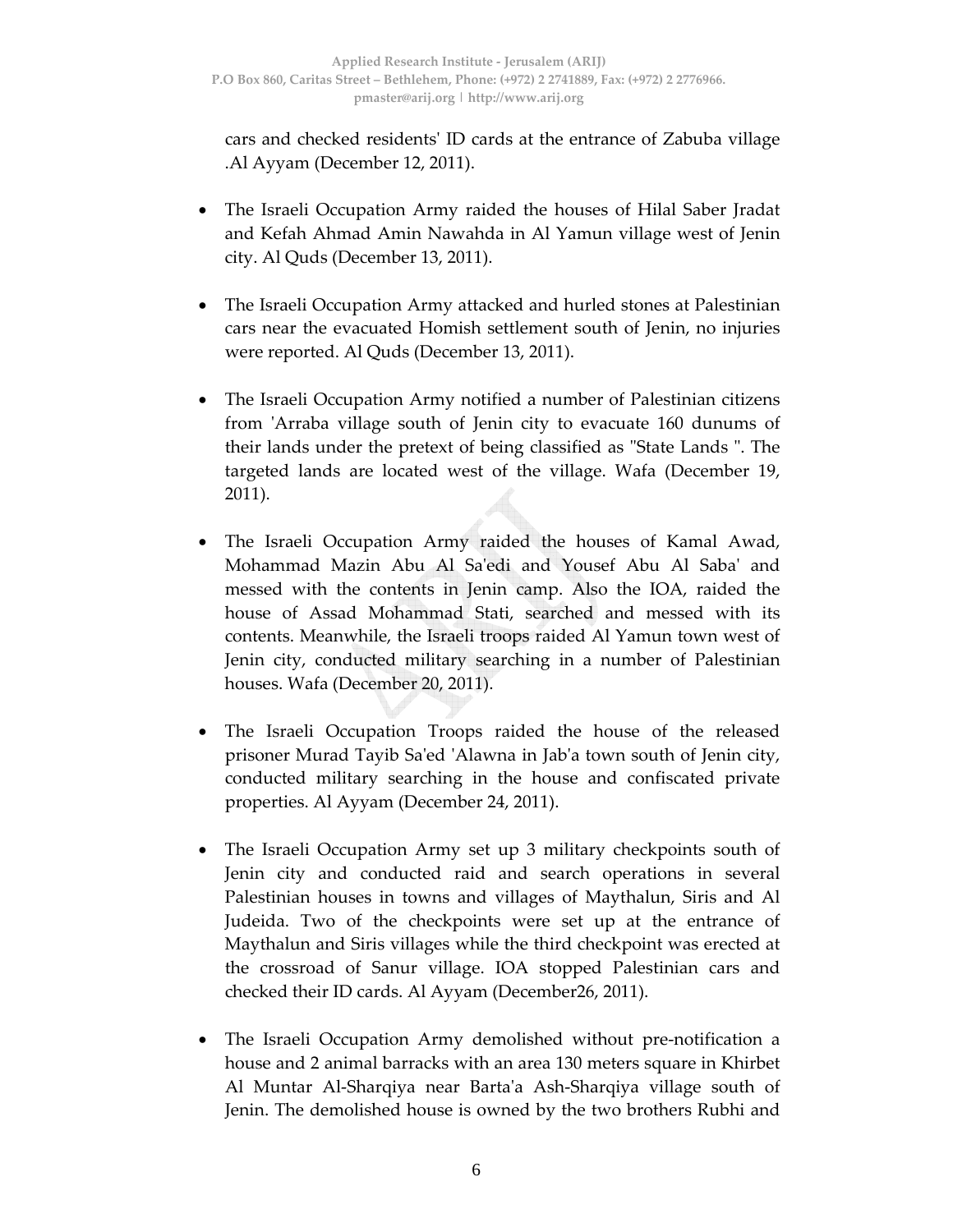cars and checked residents' ID cards at the entrance of Zabuba village .Al Ayyam (December 12, 2011).

- The Israeli Occupation Army raided the houses of Hilal Saber Jradat and Kefah Ahmad Amin Nawahda in Al Yamun village west of Jenin city. Al Quds (December 13, 2011).

- The Israeli Occupation Army attacked and hurled stones at Palestinian cars near the evacuated Homish settlement south of Jenin, no injuries were reported. Al Quds (December 13, 2011).

- The Israeli Occupation Army notified a number of Palestinian citizens from 'Arraba village south of Jenin city to evacuate 160 dunums of their lands under the pretext of being classified as "State Lands ". The targeted lands are located west of the village. Wafa (December 19, 2011).

- The Israeli Occupation Army raided the houses of Kamal Awad, Mohammad Mazin Abu Al Sa'edi and Yousef Abu Al Saba' and messed with the contents in Jenin camp. Also the IOA, raided the house of Assad Mohammad Stati, searched and messed with its contents. Meanwhile, the Israeli troops raided Al Yamun town west of Jenin city, conducted military searching in a number of Palestinian houses. Wafa (December 20, 2011).

- The Israeli Occupation Troops raided the house of the released prisoner Murad Tayib Sa'ed 'Alawna in Jab'a town south of Jenin city, conducted military searching in the house and confiscated private properties. Al Ayyam (December 24, 2011).

- The Israeli Occupation Army set up 3 military checkpoints south of Jenin city and conducted raid and search operations in several Palestinian houses in towns and villages of Maythalun, Siris and Al Judeida. Two of the checkpoints were set up at the entrance of Maythalun and Siris villages while the third checkpoint was erected at the crossroad of Sanur village. IOA stopped Palestinian cars and checked their ID cards. Al Ayyam (December26, 2011).

- The Israeli Occupation Army demolished without pre-notification a house and 2 animal barracks with an area 130 meters square in Khirbet Al Muntar Al-Sharqiya near Barta'a Ash-Sharqiya village south of Jenin. The demolished house is owned by the two brothers Rubhi and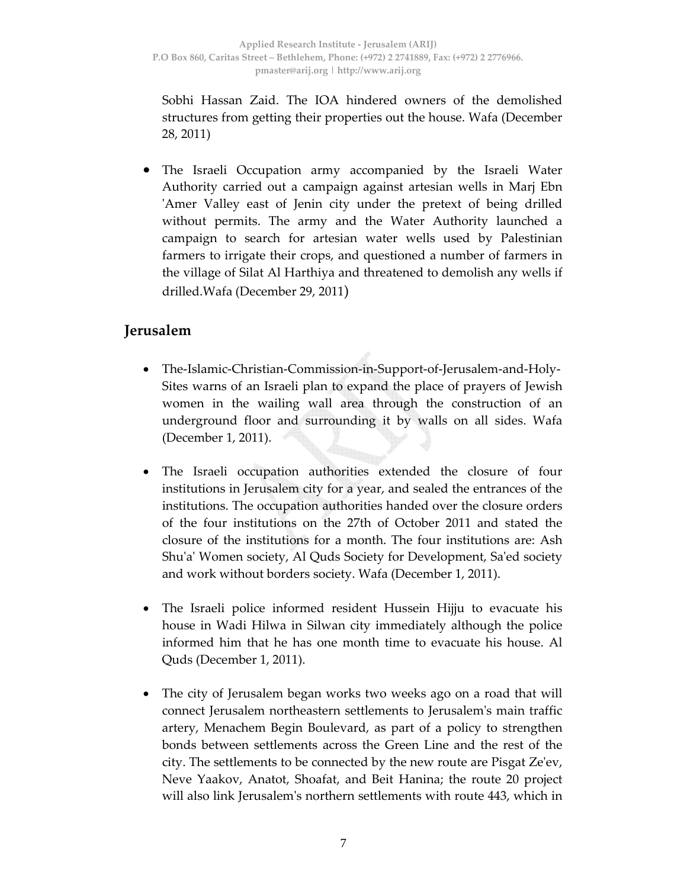Sobhi Hassan Zaid. The IOA hindered owners of the demolished structures from getting their properties out the house. Wafa (December 28, 2011)

- The Israeli Occupation army accompanied by the Israeli Water Authority carried out a campaign against artesian wells in Marj Ebn 'Amer Valley east of Jenin city under the pretext of being drilled without permits. The army and the Water Authority launched a campaign to search for artesian water wells used by Palestinian farmers to irrigate their crops, and questioned a number of farmers in the village of Silat Al Harthiya and threatened to demolish any wells if drilled.Wafa (December 29, 2011)

## Jerusalem

- The-Islamic-Christian-Commission-in-Support-of-Jerusalem-and-Holy-Sites warns of an Israeli plan to expand the place of prayers of Jewish women in the wailing wall area through the construction of an underground floor and surrounding it by walls on all sides. Wafa (December 1, 2011).

- The Israeli occupation authorities extended the closure of four institutions in Jerusalem city for a year, and sealed the entrances of the institutions. The occupation authorities handed over the closure orders of the four institutions on the 27th of October 2011 and stated the closure of the institutions for a month. The four institutions are: Ash Shu'a' Women society, Al Quds Society for Development, Sa'ed society and work without borders society. Wafa (December 1, 2011).

- The Israeli police informed resident Hussein Hijju to evacuate his house in Wadi Hilwa in Silwan city immediately although the police informed him that he has one month time to evacuate his house. Al Quds (December 1, 2011).

- The city of Jerusalem began works two weeks ago on a road that will connect Jerusalem northeastern settlements to Jerusalem's main traffic artery, Menachem Begin Boulevard, as part of a policy to strengthen bonds between settlements across the Green Line and the rest of the city. The settlements to be connected by the new route are Pisgat Ze'ev, Neve Yaakov, Anatot, Shoafat, and Beit Hanina; the route 20 project will also link Jerusalem's northern settlements with route 443, which in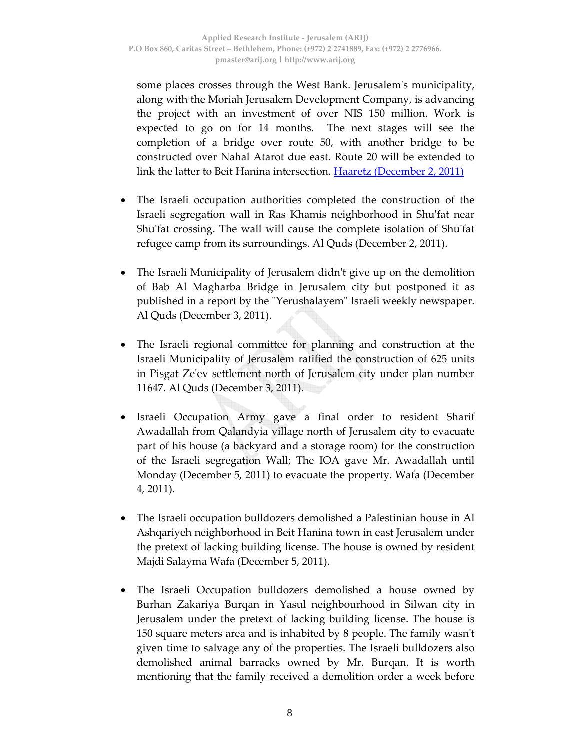some places crosses through the West Bank. Jerusalem's municipality, along with the Moriah Jerusalem Development Company, is advancing the project with an investment of over NIS 150 million. Work is expected to go on for 14 months. The next stages will see the completion of a bridge over route 50, with another bridge to be constructed over Nahal Atarot due east. Route 20 will be extended to link the latter to Beit Hanina intersection. [Haaretz (December 2, 2011)]

- The Israeli occupation authorities completed the construction of the Israeli segregation wall in Ras Khamis neighborhood in Shu'fat near Shu'fat crossing. The wall will cause the complete isolation of Shu'fat refugee camp from its surroundings. Al Quds (December 2, 2011).

- The Israeli Municipality of Jerusalem didn't give up on the demolition of Bab Al Magharba Bridge in Jerusalem city but postponed it as published in a report by the "Yerushalayem" Israeli weekly newspaper. Al Quds (December 3, 2011).

- The Israeli regional committee for planning and construction at the Israeli Municipality of Jerusalem ratified the construction of 625 units in Pisgat Ze'ev settlement north of Jerusalem city under plan number 11647. Al Quds (December 3, 2011).

- Israeli Occupation Army gave a final order to resident Sharif Awadallah from Qalandyia village north of Jerusalem city to evacuate part of his house (a backyard and a storage room) for the construction of the Israeli segregation Wall; The IOA gave Mr. Awadallah until Monday (December 5, 2011) to evacuate the property. Wafa (December 4, 2011).

- The Israeli occupation bulldozers demolished a Palestinian house in Al Ashqariyeh neighborhood in Beit Hanina town in east Jerusalem under the pretext of lacking building license. The house is owned by resident Majdi Salayma Wafa (December 5, 2011).

- The Israeli Occupation bulldozers demolished a house owned by Burhan Zakariya Burqan in Yasul neighbourhood in Silwan city in Jerusalem under the pretext of lacking building license. The house is 150 square meters area and is inhabited by 8 people. The family wasn't given time to salvage any of the properties. The Israeli bulldozers also demolished animal barracks owned by Mr. Burqan. It is worth mentioning that the family received a demolition order a week before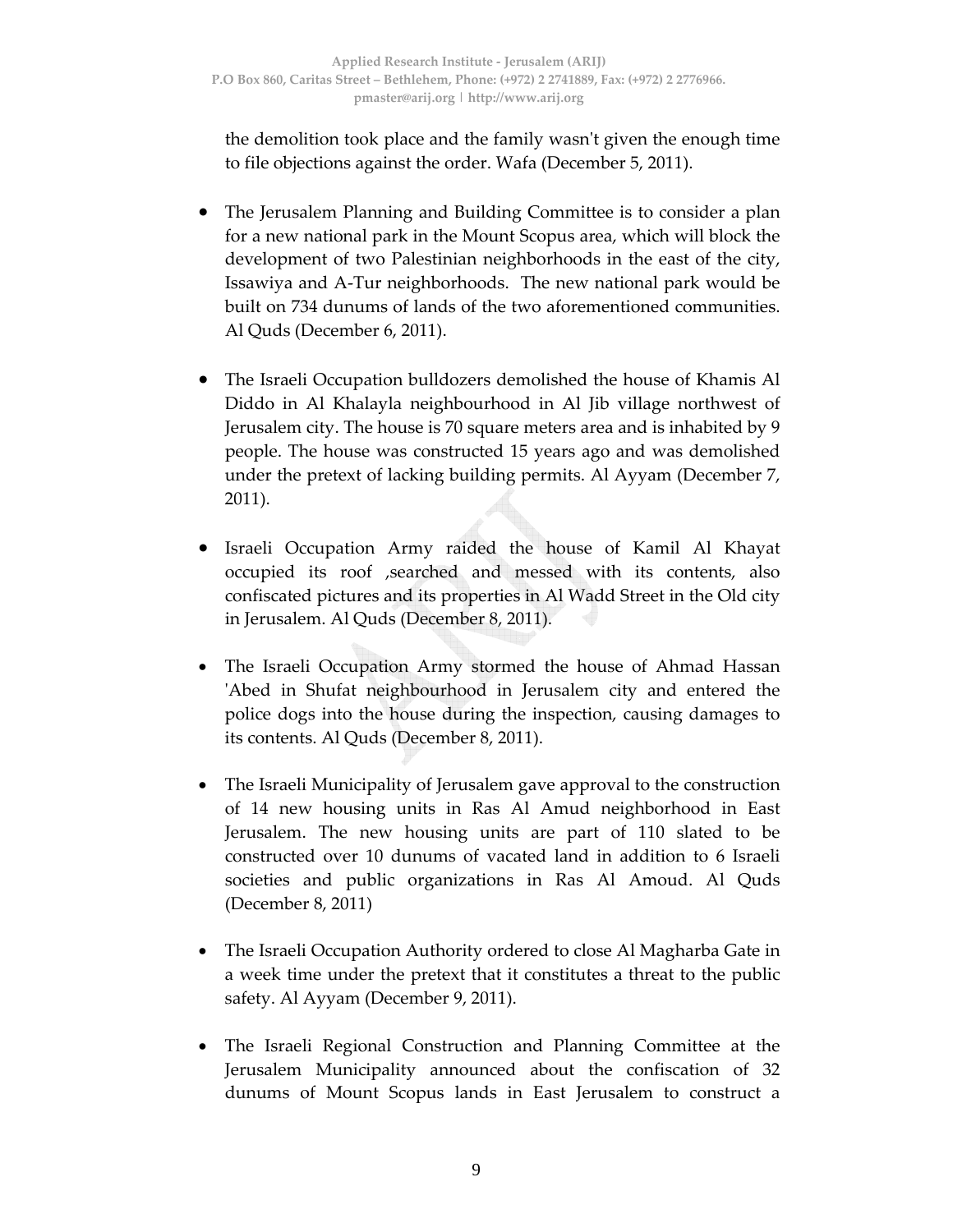the demolition took place and the family wasn't given the enough time to file objections against the order. Wafa (December 5, 2011).

- The Jerusalem Planning and Building Committee is to consider a plan for a new national park in the Mount Scopus area, which will block the development of two Palestinian neighborhoods in the east of the city, Issawiya and A-Tur neighborhoods. The new national park would be built on 734 dunums of lands of the two aforementioned communities. Al Quds (December 6, 2011).

- The Israeli Occupation bulldozers demolished the house of Khamis Al Diddo in Al Khalayla neighbourhood in Al Jib village northwest of Jerusalem city. The house is 70 square meters area and is inhabited by 9 people. The house was constructed 15 years ago and was demolished under the pretext of lacking building permits. Al Ayyam (December 7, 2011).

- Israeli Occupation Army raided the house of Kamil Al Khayat occupied its roof ,searched and messed with its contents, also confiscated pictures and its properties in Al Wadd Street in the Old city in Jerusalem. Al Quds (December 8, 2011).

- The Israeli Occupation Army stormed the house of Ahmad Hassan 'Abed in Shufat neighbourhood in Jerusalem city and entered the police dogs into the house during the inspection, causing damages to its contents. Al Quds (December 8, 2011).

- The Israeli Municipality of Jerusalem gave approval to the construction of 14 new housing units in Ras Al Amud neighborhood in East Jerusalem. The new housing units are part of 110 slated to be constructed over 10 dunums of vacated land in addition to 6 Israeli societies and public organizations in Ras Al Amoud. Al Quds (December 8, 2011)

- The Israeli Occupation Authority ordered to close Al Magharba Gate in a week time under the pretext that it constitutes a threat to the public safety. Al Ayyam (December 9, 2011).

- The Israeli Regional Construction and Planning Committee at the Jerusalem Municipality announced about the confiscation of 32 dunums of Mount Scopus lands in East Jerusalem to construct a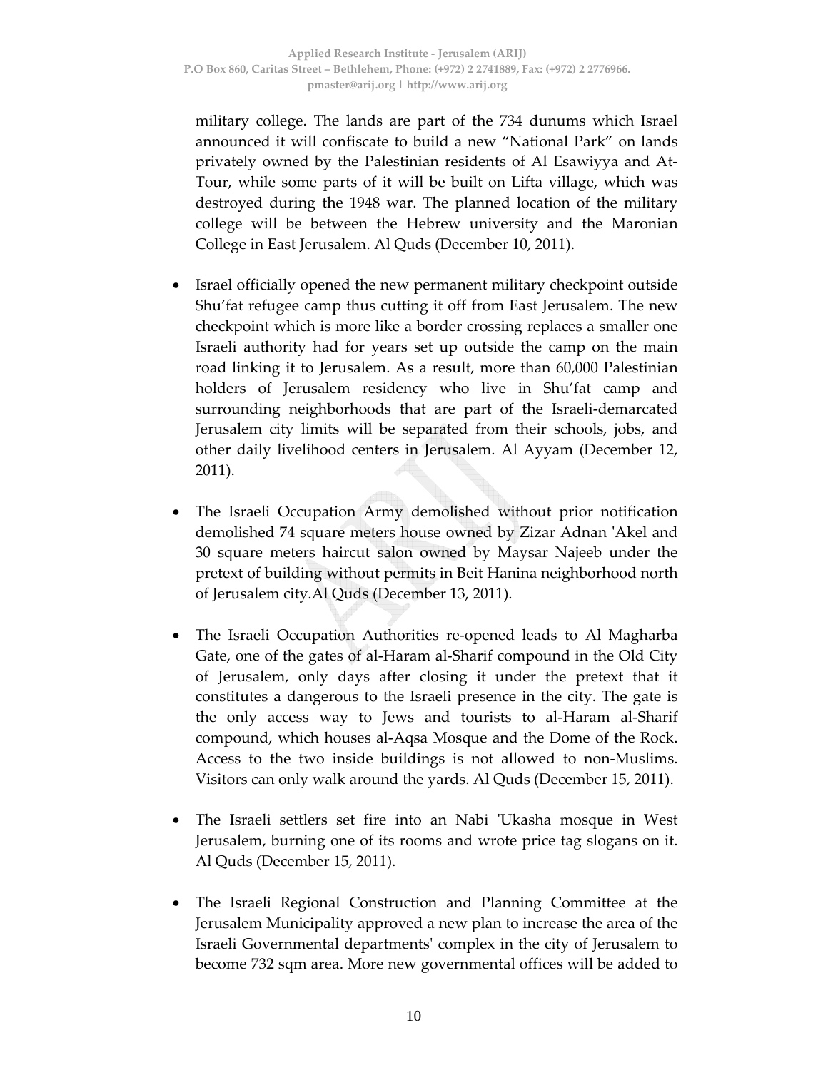military college. The lands are part of the 734 dunums which Israel announced it will confiscate to build a new "National Park" on lands privately owned by the Palestinian residents of Al Esawiyya and At-Tour, while some parts of it will be built on Lifta village, which was destroyed during the 1948 war. The planned location of the military college will be between the Hebrew university and the Maronian College in East Jerusalem. Al Quds (December 10, 2011).

- Israel officially opened the new permanent military checkpoint outside Shu'fat refugee camp thus cutting it off from East Jerusalem. The new checkpoint which is more like a border crossing replaces a smaller one Israeli authority had for years set up outside the camp on the main road linking it to Jerusalem. As a result, more than 60,000 Palestinian holders of Jerusalem residency who live in Shu'fat camp and surrounding neighborhoods that are part of the Israeli-demarcated Jerusalem city limits will be separated from their schools, jobs, and other daily livelihood centers in Jerusalem. Al Ayyam (December 12, 2011).

- The Israeli Occupation Army demolished without prior notification demolished 74 square meters house owned by Zizar Adnan 'Akel and 30 square meters haircut salon owned by Maysar Najeeb under the pretext of building without permits in Beit Hanina neighborhood north of Jerusalem city.Al Quds (December 13, 2011).

- The Israeli Occupation Authorities re-opened leads to Al Magharba Gate, one of the gates of al-Haram al-Sharif compound in the Old City of Jerusalem, only days after closing it under the pretext that it constitutes a dangerous to the Israeli presence in the city. The gate is the only access way to Jews and tourists to al-Haram al-Sharif compound, which houses al-Aqsa Mosque and the Dome of the Rock. Access to the two inside buildings is not allowed to non-Muslims. Visitors can only walk around the yards. Al Quds (December 15, 2011).

- The Israeli settlers set fire into an Nabi 'Ukasha mosque in West Jerusalem, burning one of its rooms and wrote price tag slogans on it. Al Quds (December 15, 2011).

- The Israeli Regional Construction and Planning Committee at the Jerusalem Municipality approved a new plan to increase the area of the Israeli Governmental departments' complex in the city of Jerusalem to become 732 sqm area. More new governmental offices will be added to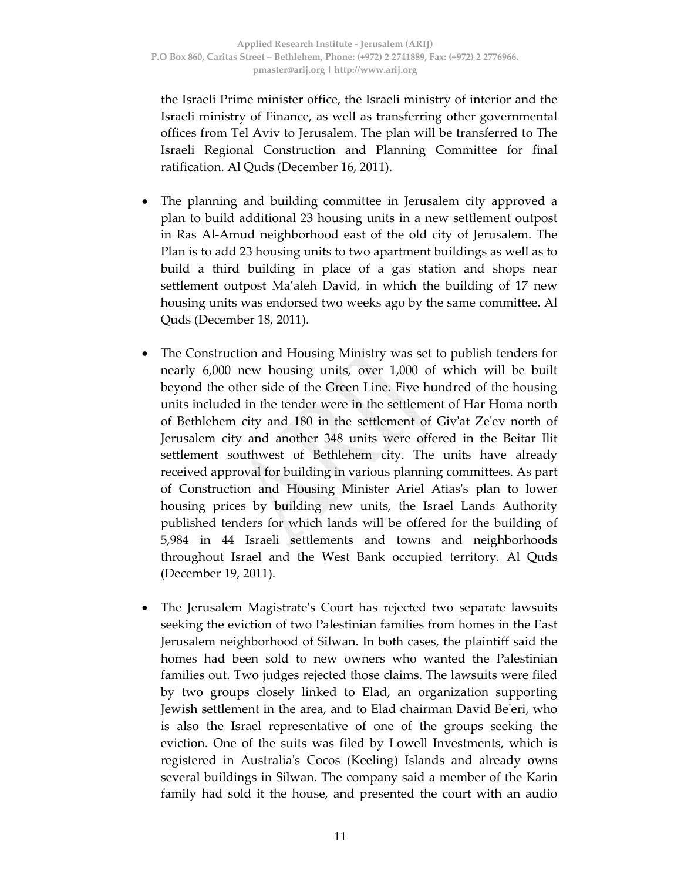the Israeli Prime minister office, the Israeli ministry of interior and the Israeli ministry of Finance, as well as transferring other governmental offices from Tel Aviv to Jerusalem. The plan will be transferred to The Israeli Regional Construction and Planning Committee for final ratification. Al Quds (December 16, 2011).

- The planning and building committee in Jerusalem city approved a plan to build additional 23 housing units in a new settlement outpost in Ras Al-Amud neighborhood east of the old city of Jerusalem. The Plan is to add 23 housing units to two apartment buildings as well as to build a third building in place of a gas station and shops near settlement outpost Ma'aleh David, in which the building of 17 new housing units was endorsed two weeks ago by the same committee. Al Quds (December 18, 2011).

- The Construction and Housing Ministry was set to publish tenders for nearly 6,000 new housing units, over 1,000 of which will be built beyond the other side of the Green Line. Five hundred of the housing units included in the tender were in the settlement of Har Homa north of Bethlehem city and 180 in the settlement of Giv'at Ze'ev north of Jerusalem city and another 348 units were offered in the Beitar Ilit settlement southwest of Bethlehem city. The units have already received approval for building in various planning committees. As part of Construction and Housing Minister Ariel Atias's plan to lower housing prices by building new units, the Israel Lands Authority published tenders for which lands will be offered for the building of 5,984 in 44 Israeli settlements and towns and neighborhoods throughout Israel and the West Bank occupied territory. Al Quds (December 19, 2011).

- The Jerusalem Magistrate's Court has rejected two separate lawsuits seeking the eviction of two Palestinian families from homes in the East Jerusalem neighborhood of Silwan. In both cases, the plaintiff said the homes had been sold to new owners who wanted the Palestinian families out. Two judges rejected those claims. The lawsuits were filed by two groups closely linked to Elad, an organization supporting Jewish settlement in the area, and to Elad chairman David Be'eri, who is also the Israel representative of one of the groups seeking the eviction. One of the suits was filed by Lowell Investments, which is registered in Australia's Cocos (Keeling) Islands and already owns several buildings in Silwan. The company said a member of the Karin family had sold it the house, and presented the court with an audio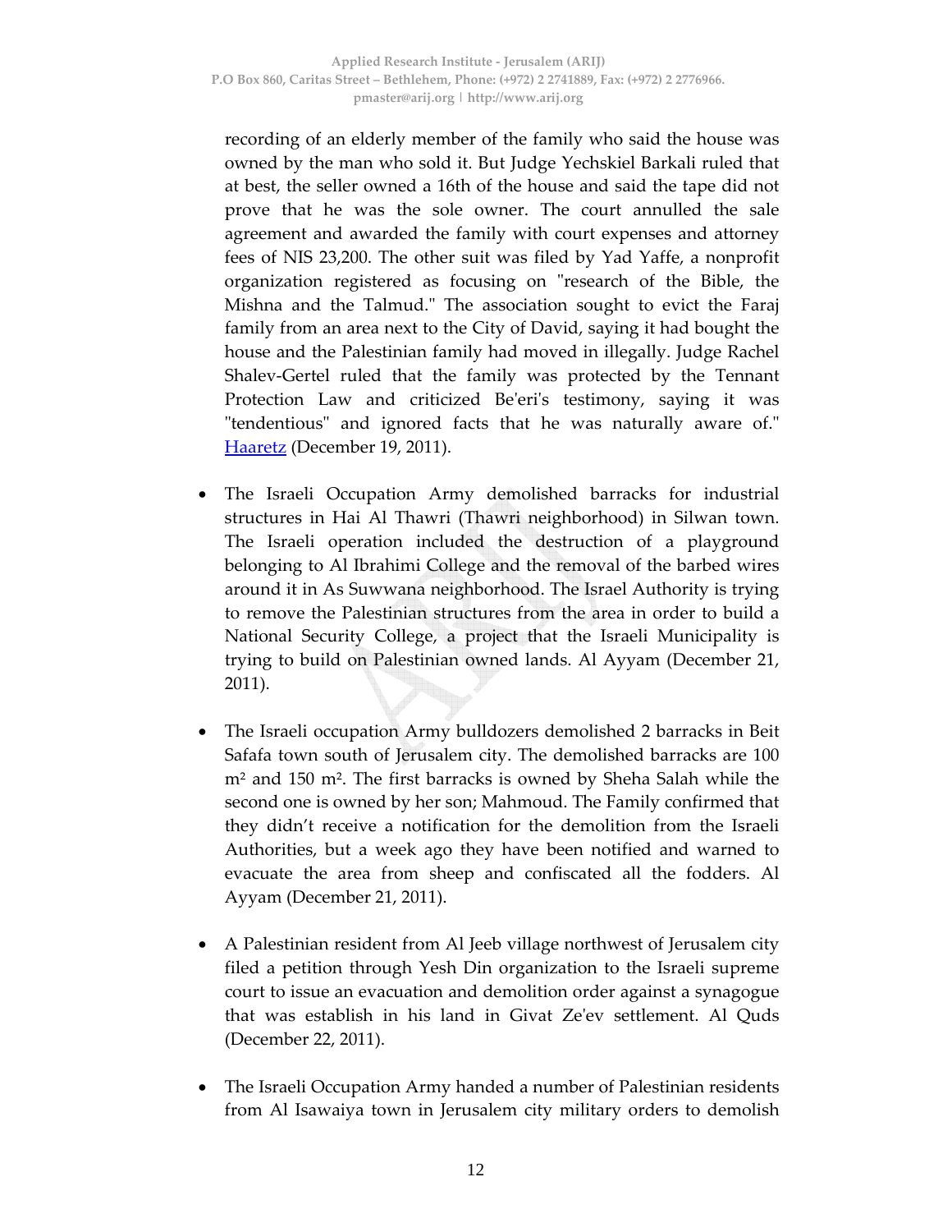recording of an elderly member of the family who said the house was owned by the man who sold it. But Judge Yechskiel Barkali ruled that at best, the seller owned a 16th of the house and said the tape did not prove that he was the sole owner. The court annulled the sale agreement and awarded the family with court expenses and attorney fees of NIS 23,200. The other suit was filed by Yad Yaffe, a nonprofit organization registered as focusing on "research of the Bible, the Mishna and the Talmud." The association sought to evict the Faraj family from an area next to the City of David, saying it had bought the house and the Palestinian family had moved in illegally. Judge Rachel Shalev-Gertel ruled that the family was protected by the Tennant Protection Law and criticized Be'eri's testimony, saying it was "tendentious" and ignored facts that he was naturally aware of." Haaretz (December 19, 2011).

- The Israeli Occupation Army demolished barracks for industrial structures in Hai Al Thawri (Thawri neighborhood) in Silwan town. The Israeli operation included the destruction of a playground belonging to Al Ibrahimi College and the removal of the barbed wires around it in As Suwwana neighborhood. The Israel Authority is trying to remove the Palestinian structures from the area in order to build a National Security College, a project that the Israeli Municipality is trying to build on Palestinian owned lands. Al Ayyam (December 21, 2011).

- The Israeli occupation Army bulldozers demolished 2 barracks in Beit Safafa town south of Jerusalem city. The demolished barracks are 100 m² and 150 m². The first barracks is owned by Sheha Salah while the second one is owned by her son; Mahmoud. The Family confirmed that they didn't receive a notification for the demolition from the Israeli Authorities, but a week ago they have been notified and warned to evacuate the area from sheep and confiscated all the fodders. Al Ayyam (December 21, 2011).

- A Palestinian resident from Al Jeeb village northwest of Jerusalem city filed a petition through Yesh Din organization to the Israeli supreme court to issue an evacuation and demolition order against a synagogue that was establish in his land in Givat Ze'ev settlement. Al Quds (December 22, 2011).

- The Israeli Occupation Army handed a number of Palestinian residents from Al Isawaiya town in Jerusalem city military orders to demolish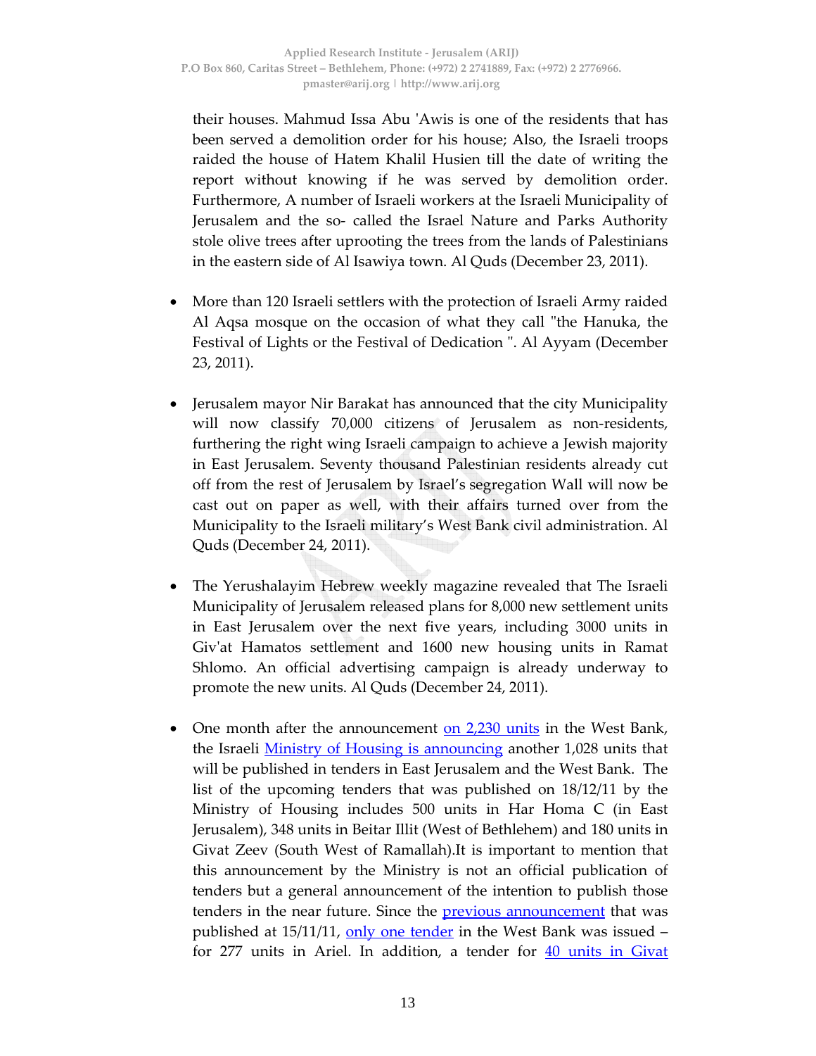their houses. Mahmud Issa Abu 'Awis is one of the residents that has been served a demolition order for his house; Also, the Israeli troops raided the house of Hatem Khalil Husien till the date of writing the report without knowing if he was served by demolition order. Furthermore, A number of Israeli workers at the Israeli Municipality of Jerusalem and the so- called the Israel Nature and Parks Authority stole olive trees after uprooting the trees from the lands of Palestinians in the eastern side of Al Isawiya town. Al Quds (December 23, 2011).

- More than 120 Israeli settlers with the protection of Israeli Army raided Al Aqsa mosque on the occasion of what they call "the Hanuka, the Festival of Lights or the Festival of Dedication ". Al Ayyam (December 23, 2011).

- Jerusalem mayor Nir Barakat has announced that the city Municipality will now classify 70,000 citizens of Jerusalem as non-residents, furthering the right wing Israeli campaign to achieve a Jewish majority in East Jerusalem. Seventy thousand Palestinian residents already cut off from the rest of Jerusalem by Israel's segregation Wall will now be cast out on paper as well, with their affairs turned over from the Municipality to the Israeli military's West Bank civil administration. Al Quds (December 24, 2011).

- The Yerushalayim Hebrew weekly magazine revealed that The Israeli Municipality of Jerusalem released plans for 8,000 new settlement units in East Jerusalem over the next five years, including 3000 units in Giv'at Hamatos settlement and 1600 new housing units in Ramat Shlomo. An official advertising campaign is already underway to promote the new units. Al Quds (December 24, 2011).

- One month after the announcement on 2,230 units in the West Bank, the Israeli Ministry of Housing is announcing another 1,028 units that will be published in tenders in East Jerusalem and the West Bank. The list of the upcoming tenders that was published on 18/12/11 by the Ministry of Housing includes 500 units in Har Homa C (in East Jerusalem), 348 units in Beitar Illit (West of Bethlehem) and 180 units in Givat Zeev (South West of Ramallah).It is important to mention that this announcement by the Ministry is not an official publication of tenders but a general announcement of the intention to publish those tenders in the near future. Since the previous announcement that was published at 15/11/11, only one tender in the West Bank was issued – for 277 units in Ariel. In addition, a tender for 40 units in Givat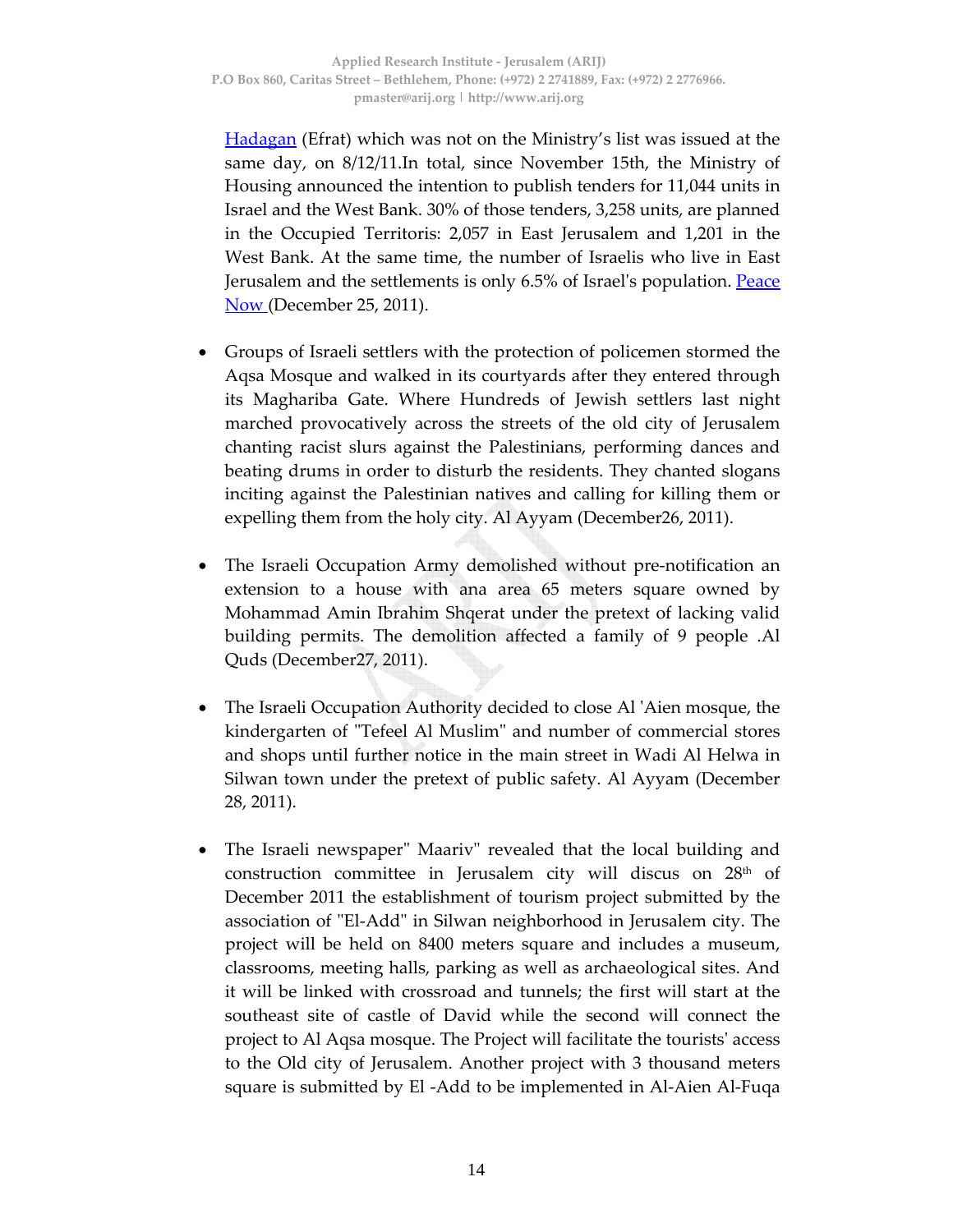[Hadagan](#) (Efrat) which was not on the Ministry's list was issued at the same day, on 8/12/11.In total, since November 15th, the Ministry of Housing announced the intention to publish tenders for 11,044 units in Israel and the West Bank. 30% of those tenders, 3,258 units, are planned in the Occupied Territoris: 2,057 in East Jerusalem and 1,201 in the West Bank. At the same time, the number of Israelis who live in East Jerusalem and the settlements is only 6.5% of Israel's population. [Peace Now](#) (December 25, 2011).

- Groups of Israeli settlers with the protection of policemen stormed the Aqsa Mosque and walked in its courtyards after they entered through its Magharriba Gate. Where Hundreds of Jewish settlers last night marched provocatively across the streets of the old city of Jerusalem chanting racist slurs against the Palestinians, performing dances and beating drums in order to disturb the residents. They chanted slogans inciting against the Palestinian natives and calling for killing them or expelling them from the holy city. Al Ayyam (December26, 2011).

- The Israeli Occupation Army demolished without pre-notification an extension to a house with ana area 65 meters square owned by Mohammad Amin Ibrahim Shqerat under the pretext of lacking valid building permits. The demolition affected a family of 9 people .Al Quds (December27, 2011).

- The Israeli Occupation Authority decided to close Al 'Aien mosque, the kindergarten of "Tefeel Al Muslim" and number of commercial stores and shops until further notice in the main street in Wadi Al Helwa in Silwan town under the pretext of public safety. Al Ayyam (December 28, 2011).

- The Israeli newspaper" Maariv" revealed that the local building and construction committee in Jerusalem city will discus on 28th of December 2011 the establishment of tourism project submitted by the association of "El-Add" in Silwan neighborhood in Jerusalem city. The project will be held on 8400 meters square and includes a museum, classrooms, meeting halls, parking as well as archaeological sites. And it will be linked with crossroad and tunnels; the first will start at the southeast site of castle of David while the second will connect the project to Al Aqsa mosque. The Project will facilitate the tourists' access to the Old city of Jerusalem. Another project with 3 thousand meters square is submitted by El -Add to be implemented in Al-Aien Al-Fuqa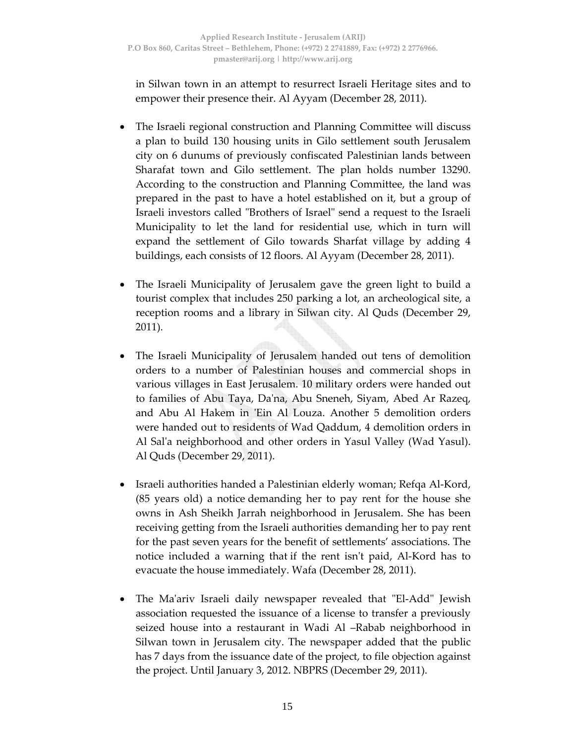in Silwan town in an attempt to resurrect Israeli Heritage sites and to empower their presence their. Al Ayyam (December 28, 2011).

- The Israeli regional construction and Planning Committee will discuss a plan to build 130 housing units in Gilo settlement south Jerusalem city on 6 dunums of previously confiscated Palestinian lands between Sharafat town and Gilo settlement. The plan holds number 13290. According to the construction and Planning Committee, the land was prepared in the past to have a hotel established on it, but a group of Israeli investors called "Brothers of Israel" send a request to the Israeli Municipality to let the land for residential use, which in turn will expand the settlement of Gilo towards Sharfat village by adding 4 buildings, each consists of 12 floors. Al Ayyam (December 28, 2011).

- The Israeli Municipality of Jerusalem gave the green light to build a tourist complex that includes 250 parking a lot, an archeological site, a reception rooms and a library in Silwan city. Al Quds (December 29, 2011).

- The Israeli Municipality of Jerusalem handed out tens of demolition orders to a number of Palestinian houses and commercial shops in various villages in East Jerusalem. 10 military orders were handed out to families of Abu Taya, Da'na, Abu Sneneh, Siyam, Abed Ar Razeq, and Abu Al Hakem in 'Ein Al Louza. Another 5 demolition orders were handed out to residents of Wad Qaddum, 4 demolition orders in Al Sal'a neighborhood and other orders in Yasul Valley (Wad Yasul). Al Quds (December 29, 2011).

- Israeli authorities handed a Palestinian elderly woman; Refqa Al-Kord, (85 years old) a notice demanding her to pay rent for the house she owns in Ash Sheikh Jarrah neighborhood in Jerusalem. She has been receiving getting from the Israeli authorities demanding her to pay rent for the past seven years for the benefit of settlements' associations. The notice included a warning that if the rent isn't paid, Al-Kord has to evacuate the house immediately. Wafa (December 28, 2011).

- The Ma'ariv Israeli daily newspaper revealed that "El-Add" Jewish association requested the issuance of a license to transfer a previously seized house into a restaurant in Wadi Al –Rabab neighborhood in Silwan town in Jerusalem city. The newspaper added that the public has 7 days from the issuance date of the project, to file objection against the project. Until January 3, 2012. NBPRS (December 29, 2011).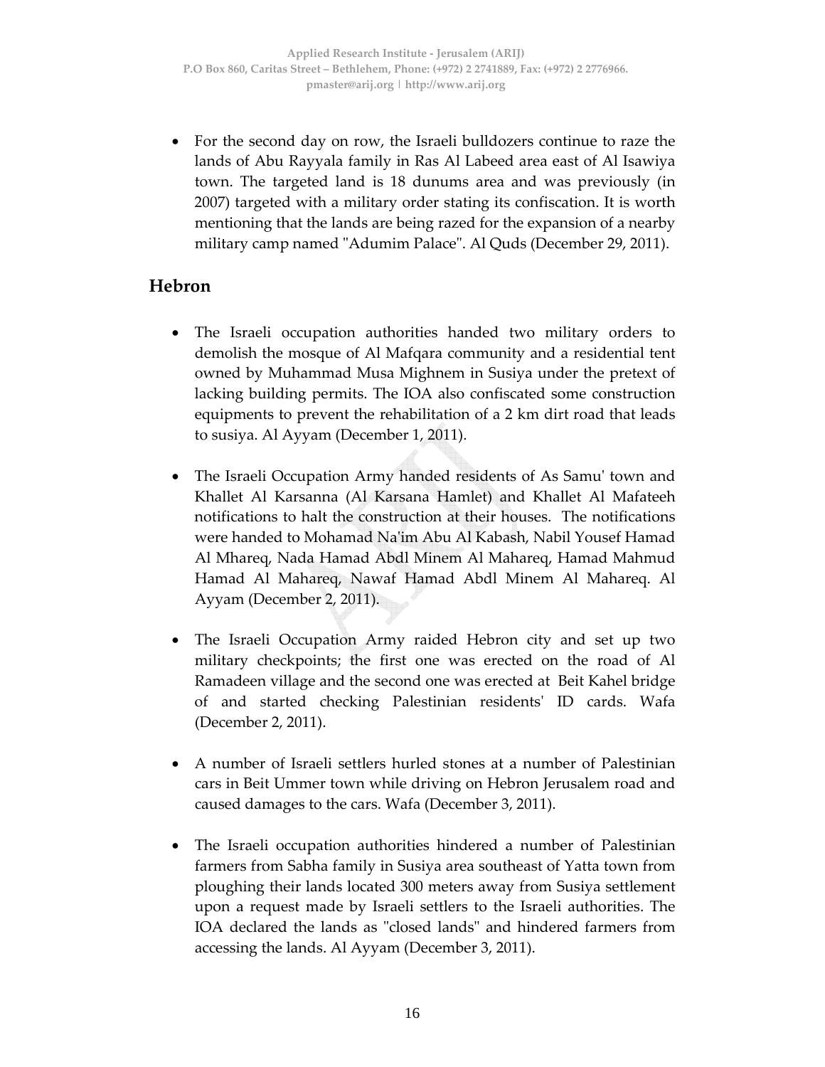- For the second day on row, the Israeli bulldozers continue to raze the lands of Abu Rayyala family in Ras Al Labeed area east of Al Isawiya town. The targeted land is 18 dunums area and was previously (in 2007) targeted with a military order stating its confiscation. It is worth mentioning that the lands are being razed for the expansion of a nearby military camp named "Adumim Palace". Al Quds (December 29, 2011).

## Hebron

- The Israeli occupation authorities handed two military orders to demolish the mosque of Al Mafqara community and a residential tent owned by Muhammad Musa Mighnem in Susiya under the pretext of lacking building permits. The IOA also confiscated some construction equipments to prevent the rehabilitation of a 2 km dirt road that leads to susiya. Al Ayyam (December 1, 2011).

- The Israeli Occupation Army handed residents of As Samu' town and Khallet Al Karsanna (Al Karsana Hamlet) and Khallet Al Mafateeh notifications to halt the construction at their houses. The notifications were handed to Mohamad Na'im Abu Al Kabash, Nabil Yousef Hamad Al Mhareq, Nada Hamad Abdl Minem Al Mahareq, Hamad Mahmud Hamad Al Mahareq, Nawaf Hamad Abdl Minem Al Mahareq. Al Ayyam (December 2, 2011).

- The Israeli Occupation Army raided Hebron city and set up two military checkpoints; the first one was erected on the road of Al Ramadeen village and the second one was erected at Beit Kahel bridge of and started checking Palestinian residents' ID cards. Wafa (December 2, 2011).

- A number of Israeli settlers hurled stones at a number of Palestinian cars in Beit Ummer town while driving on Hebron Jerusalem road and caused damages to the cars. Wafa (December 3, 2011).

- The Israeli occupation authorities hindered a number of Palestinian farmers from Sabha family in Susiya area southeast of Yatta town from ploughing their lands located 300 meters away from Susiya settlement upon a request made by Israeli settlers to the Israeli authorities. The IOA declared the lands as "closed lands" and hindered farmers from accessing the lands. Al Ayyam (December 3, 2011).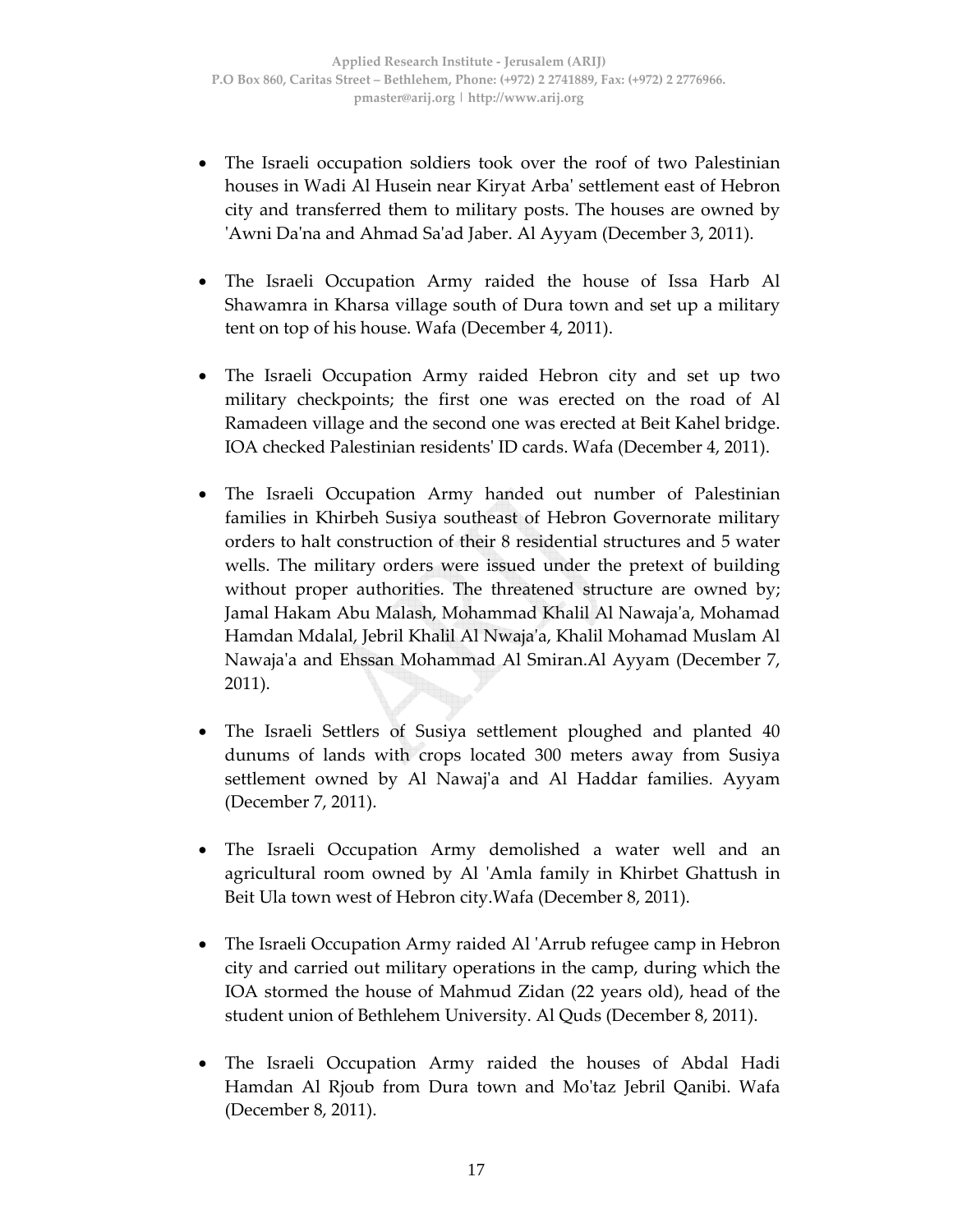- The Israeli occupation soldiers took over the roof of two Palestinian houses in Wadi Al Husein near Kiryat Arba' settlement east of Hebron city and transferred them to military posts. The houses are owned by 'Awni Da'na and Ahmad Sa'ad Jaber. Al Ayyam (December 3, 2011).

- The Israeli Occupation Army raided the house of Issa Harb Al Shawamra in Kharsa village south of Dura town and set up a military tent on top of his house. Wafa (December 4, 2011).

- The Israeli Occupation Army raided Hebron city and set up two military checkpoints; the first one was erected on the road of Al Ramadeen village and the second one was erected at Beit Kahel bridge. IOA checked Palestinian residents' ID cards. Wafa (December 4, 2011).

- The Israeli Occupation Army handed out number of Palestinian families in Khirbeh Susiya southeast of Hebron Governorate military orders to halt construction of their 8 residential structures and 5 water wells. The military orders were issued under the pretext of building without proper authorities. The threatened structure are owned by; Jamal Hakam Abu Malash, Mohammad Khalil Al Nawaja'a, Mohamad Hamdan Mdalal, Jebril Khalil Al Nwaja'a, Khalil Mohamad Muslam Al Nawaja'a and Ehssan Mohammad Al Smiran.Al Ayyam (December 7, 2011).

- The Israeli Settlers of Susiya settlement ploughed and planted 40 dunums of lands with crops located 300 meters away from Susiya settlement owned by Al Nawaj'a and Al Haddar families. Ayyam (December 7, 2011).

- The Israeli Occupation Army demolished a water well and an agricultural room owned by Al 'Amla family in Khirbet Ghattush in Beit Ula town west of Hebron city.Wafa (December 8, 2011).

- The Israeli Occupation Army raided Al 'Arrub refugee camp in Hebron city and carried out military operations in the camp, during which the IOA stormed the house of Mahmud Zidan (22 years old), head of the student union of Bethlehem University. Al Quds (December 8, 2011).

- The Israeli Occupation Army raided the houses of Abdal Hadi Hamdan Al Rjoub from Dura town and Mo'taz Jebril Qanibi. Wafa (December 8, 2011).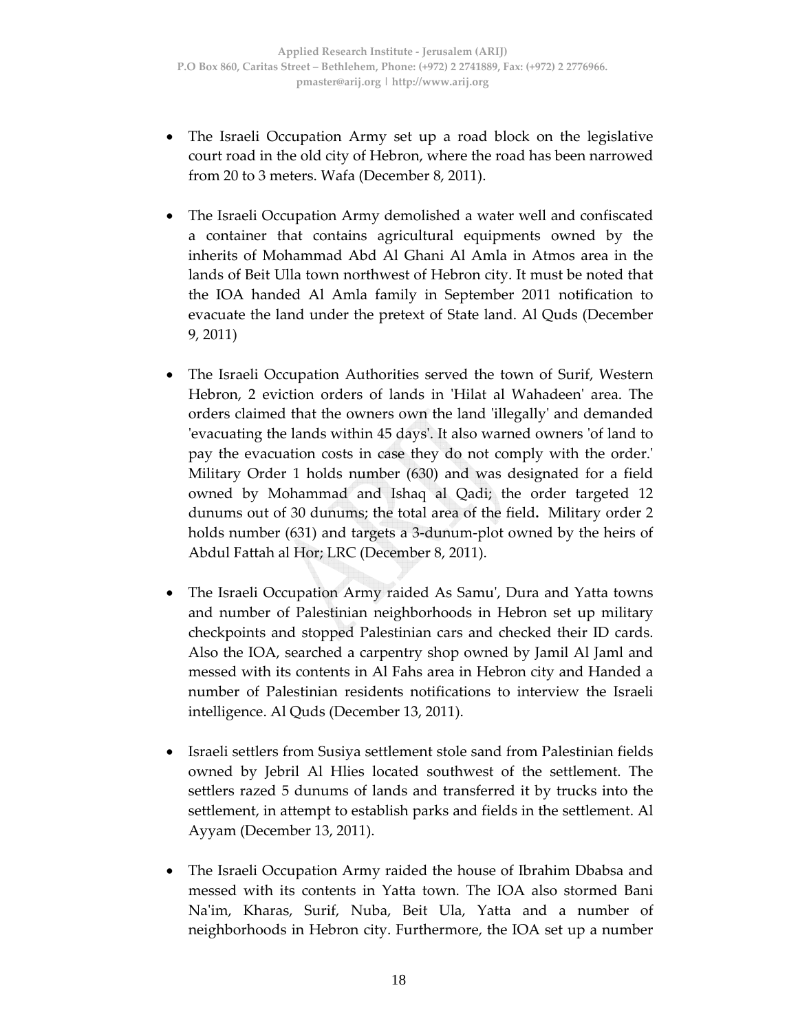- The Israeli Occupation Army set up a road block on the legislative court road in the old city of Hebron, where the road has been narrowed from 20 to 3 meters. Wafa (December 8, 2011).

- The Israeli Occupation Army demolished a water well and confiscated a container that contains agricultural equipments owned by the inherits of Mohammad Abd Al Ghani Al Amla in Atmos area in the lands of Beit Ulla town northwest of Hebron city. It must be noted that the IOA handed Al Amla family in September 2011 notification to evacuate the land under the pretext of State land. Al Quds (December 9, 2011)

- The Israeli Occupation Authorities served the town of Surif, Western Hebron, 2 eviction orders of lands in 'Hilat al Wahadeen' area. The orders claimed that the owners own the land 'illegally' and demanded 'evacuating the lands within 45 days'. It also warned owners 'of land to pay the evacuation costs in case they do not comply with the order.' Military Order 1 holds number (630) and was designated for a field owned by Mohammad and Ishaq al Qadi; the order targeted 12 dunums out of 30 dunums; the total area of the field**.** Military order 2 holds number (631) and targets a 3-dunum-plot owned by the heirs of Abdul Fattah al Hor; LRC (December 8, 2011).

- The Israeli Occupation Army raided As Samu', Dura and Yatta towns and number of Palestinian neighborhoods in Hebron set up military checkpoints and stopped Palestinian cars and checked their ID cards. Also the IOA, searched a carpentry shop owned by Jamil Al Jaml and messed with its contents in Al Fahs area in Hebron city and Handed a number of Palestinian residents notifications to interview the Israeli intelligence. Al Quds (December 13, 2011).

- Israeli settlers from Susiya settlement stole sand from Palestinian fields owned by Jebril Al Hlies located southwest of the settlement. The settlers razed 5 dunums of lands and transferred it by trucks into the settlement, in attempt to establish parks and fields in the settlement. Al Ayyam (December 13, 2011).

- The Israeli Occupation Army raided the house of Ibrahim Dbabsa and messed with its contents in Yatta town. The IOA also stormed Bani Na'im, Kharas, Surif, Nuba, Beit Ula, Yatta and a number of neighborhoods in Hebron city. Furthermore, the IOA set up a number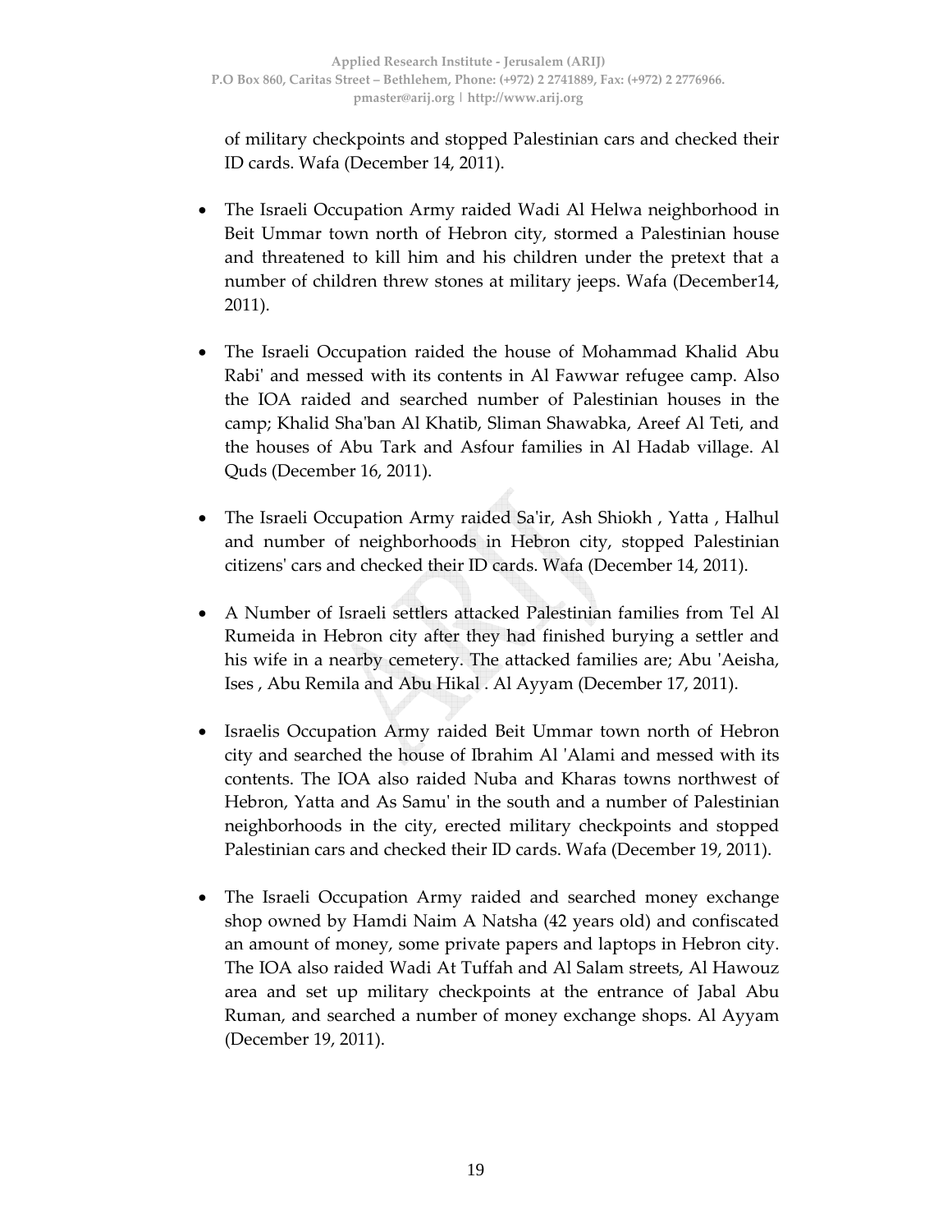of military checkpoints and stopped Palestinian cars and checked their ID cards. Wafa (December 14, 2011).

- The Israeli Occupation Army raided Wadi Al Helwa neighborhood in Beit Ummar town north of Hebron city, stormed a Palestinian house and threatened to kill him and his children under the pretext that a number of children threw stones at military jeeps. Wafa (December14, 2011).

- The Israeli Occupation raided the house of Mohammad Khalid Abu Rabi' and messed with its contents in Al Fawwar refugee camp. Also the IOA raided and searched number of Palestinian houses in the camp; Khalid Sha'ban Al Khatib, Sliman Shawabka, Areef Al Teti, and the houses of Abu Tark and Asfour families in Al Hadab village. Al Quds (December 16, 2011).

- The Israeli Occupation Army raided Sa'ir, Ash Shiokh , Yatta , Halhul and number of neighborhoods in Hebron city, stopped Palestinian citizens' cars and checked their ID cards. Wafa (December 14, 2011).

- A Number of Israeli settlers attacked Palestinian families from Tel Al Rumeida in Hebron city after they had finished burying a settler and his wife in a nearby cemetery. The attacked families are; Abu 'Aeisha, Ises , Abu Remila and Abu Hikal . Al Ayyam (December 17, 2011).

- Israelis Occupation Army raided Beit Ummar town north of Hebron city and searched the house of Ibrahim Al 'Alami and messed with its contents. The IOA also raided Nuba and Kharas towns northwest of Hebron, Yatta and As Samu' in the south and a number of Palestinian neighborhoods in the city, erected military checkpoints and stopped Palestinian cars and checked their ID cards. Wafa (December 19, 2011).

- The Israeli Occupation Army raided and searched money exchange shop owned by Hamdi Naim A Natsha (42 years old) and confiscated an amount of money, some private papers and laptops in Hebron city. The IOA also raided Wadi At Tuffah and Al Salam streets, Al Hawouz area and set up military checkpoints at the entrance of Jabal Abu Ruman, and searched a number of money exchange shops. Al Ayyam (December 19, 2011).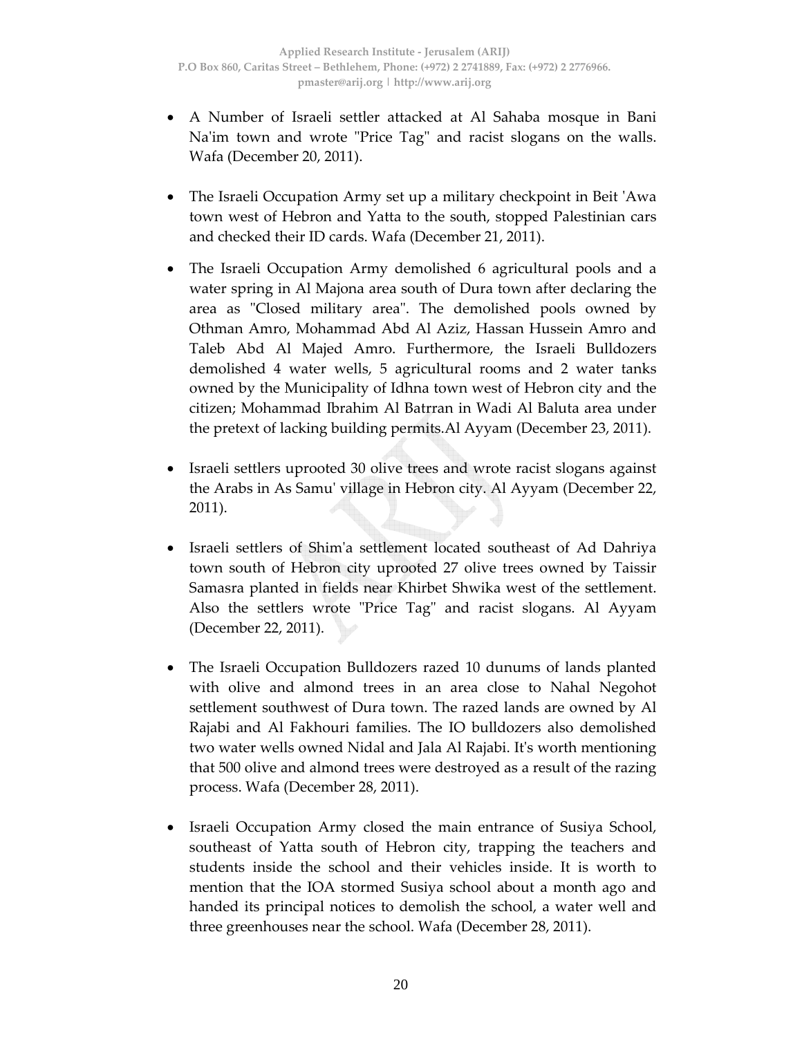- A Number of Israeli settler attacked at Al Sahaba mosque in Bani Na'im town and wrote "Price Tag" and racist slogans on the walls. Wafa (December 20, 2011).

- The Israeli Occupation Army set up a military checkpoint in Beit 'Awa town west of Hebron and Yatta to the south, stopped Palestinian cars and checked their ID cards. Wafa (December 21, 2011).

- The Israeli Occupation Army demolished 6 agricultural pools and a water spring in Al Majona area south of Dura town after declaring the area as "Closed military area". The demolished pools owned by Othman Amro, Mohammad Abd Al Aziz, Hassan Hussein Amro and Taleb Abd Al Majed Amro. Furthermore, the Israeli Bulldozers demolished 4 water wells, 5 agricultural rooms and 2 water tanks owned by the Municipality of Idhna town west of Hebron city and the citizen; Mohammad Ibrahim Al Batrran in Wadi Al Baluta area under the pretext of lacking building permits.Al Ayyam (December 23, 2011).

- Israeli settlers uprooted 30 olive trees and wrote racist slogans against the Arabs in As Samu' village in Hebron city. Al Ayyam (December 22, 2011).

- Israeli settlers of Shim'a settlement located southeast of Ad Dahriya town south of Hebron city uprooted 27 olive trees owned by Taissir Samasra planted in fields near Khirbet Shwika west of the settlement. Also the settlers wrote "Price Tag" and racist slogans. Al Ayyam (December 22, 2011).

- The Israeli Occupation Bulldozers razed 10 dunums of lands planted with olive and almond trees in an area close to Nahal Negohot settlement southwest of Dura town. The razed lands are owned by Al Rajabi and Al Fakhouri families. The IO bulldozers also demolished two water wells owned Nidal and Jala Al Rajabi. It's worth mentioning that 500 olive and almond trees were destroyed as a result of the razing process. Wafa (December 28, 2011).

- Israeli Occupation Army closed the main entrance of Susiya School, southeast of Yatta south of Hebron city, trapping the teachers and students inside the school and their vehicles inside. It is worth to mention that the IOA stormed Susiya school about a month ago and handed its principal notices to demolish the school, a water well and three greenhouses near the school. Wafa (December 28, 2011).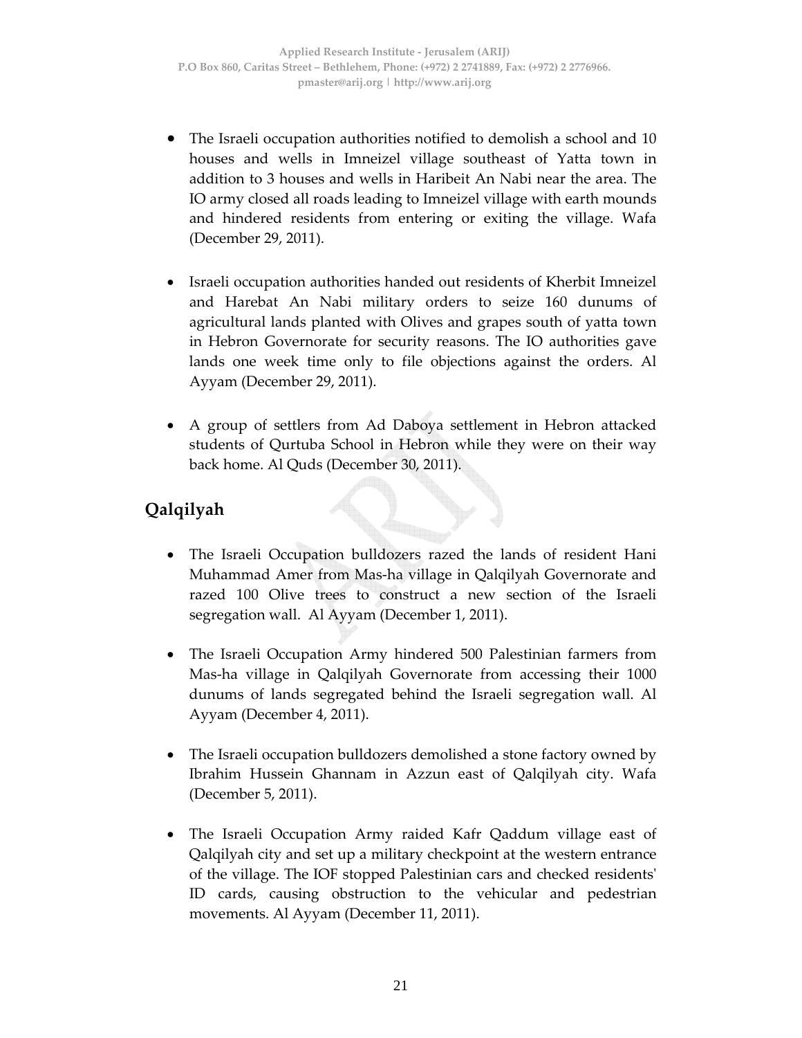- The Israeli occupation authorities notified to demolish a school and 10 houses and wells in Imneizel village southeast of Yatta town in addition to 3 houses and wells in Haribeit An Nabi near the area. The IO army closed all roads leading to Imneizel village with earth mounds and hindered residents from entering or exiting the village. Wafa (December 29, 2011).

- Israeli occupation authorities handed out residents of Kherbit Imneizel and Harebat An Nabi military orders to seize 160 dunums of agricultural lands planted with Olives and grapes south of yatta town in Hebron Governorate for security reasons. The IO authorities gave lands one week time only to file objections against the orders. Al Ayyam (December 29, 2011).

- A group of settlers from Ad Daboya settlement in Hebron attacked students of Qurtuba School in Hebron while they were on their way back home. Al Quds (December 30, 2011).

## Qalqilyah

- The Israeli Occupation bulldozers razed the lands of resident Hani Muhammad Amer from Mas-ha village in Qalqilyah Governorate and razed 100 Olive trees to construct a new section of the Israeli segregation wall. Al Ayyam (December 1, 2011).

- The Israeli Occupation Army hindered 500 Palestinian farmers from Mas-ha village in Qalqilyah Governorate from accessing their 1000 dunums of lands segregated behind the Israeli segregation wall. Al Ayyam (December 4, 2011).

- The Israeli occupation bulldozers demolished a stone factory owned by Ibrahim Hussein Ghannam in Azzun east of Qalqilyah city. Wafa (December 5, 2011).

- The Israeli Occupation Army raided Kafr Qaddum village east of Qalqilyah city and set up a military checkpoint at the western entrance of the village. The IOF stopped Palestinian cars and checked residents' ID cards, causing obstruction to the vehicular and pedestrian movements. Al Ayyam (December 11, 2011).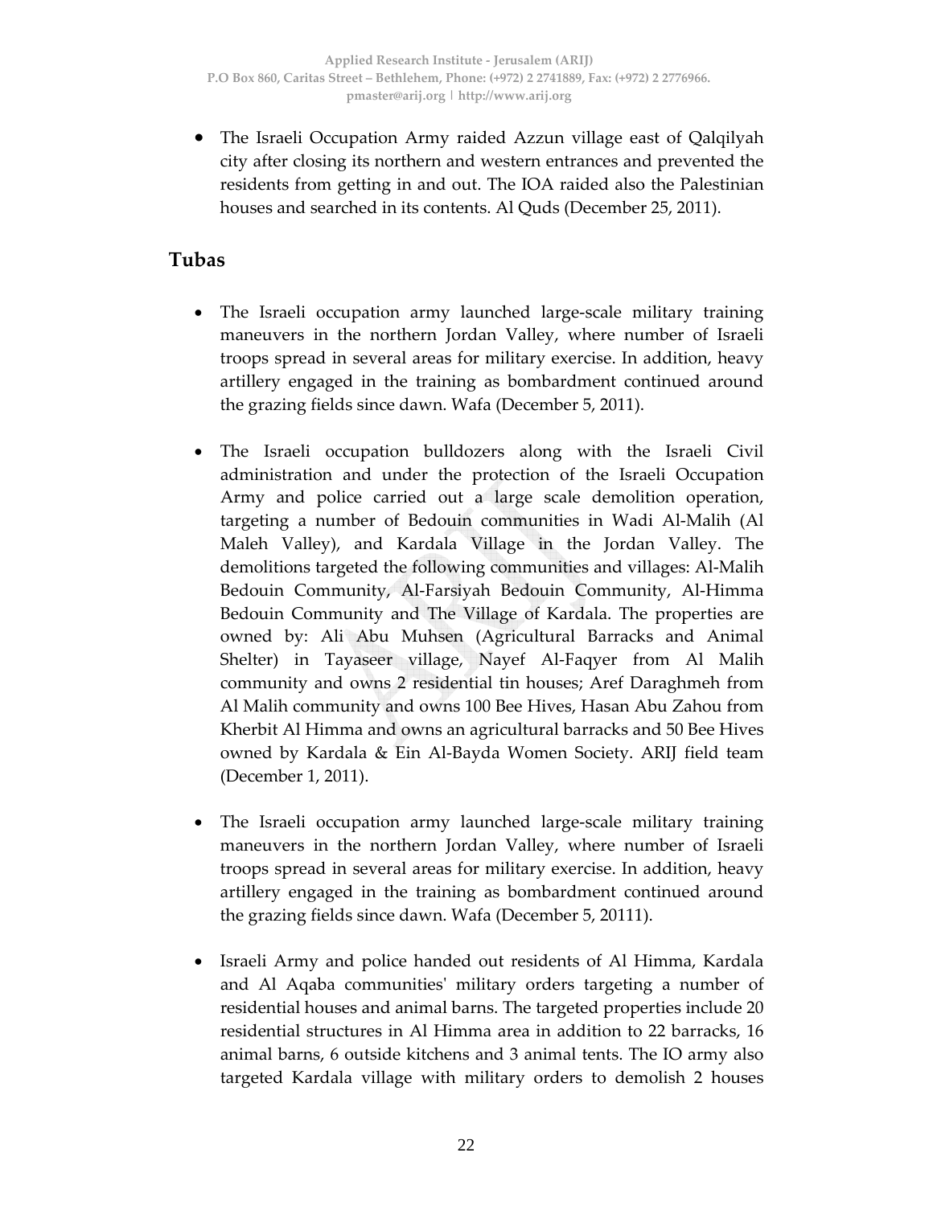- The Israeli Occupation Army raided Azzun village east of Qalqilyah city after closing its northern and western entrances and prevented the residents from getting in and out. The IOA raided also the Palestinian houses and searched in its contents. Al Quds (December 25, 2011).

## Tubas

- The Israeli occupation army launched large-scale military training maneuvers in the northern Jordan Valley, where number of Israeli troops spread in several areas for military exercise. In addition, heavy artillery engaged in the training as bombardment continued around the grazing fields since dawn. Wafa (December 5, 2011).

- The Israeli occupation bulldozers along with the Israeli Civil administration and under the protection of the Israeli Occupation Army and police carried out a large scale demolition operation, targeting a number of Bedouin communities in Wadi Al-Malih (Al Maleh Valley), and Kardala Village in the Jordan Valley. The demolitions targeted the following communities and villages: Al-Malih Bedouin Community, Al-Farsiyah Bedouin Community, Al-Himma Bedouin Community and The Village of Kardala. The properties are owned by: Ali Abu Muhsen (Agricultural Barracks and Animal Shelter) in Tayaseer village, Nayef Al-Faqyer from Al Malih community and owns 2 residential tin houses; Aref Daraghmeh from Al Malih community and owns 100 Bee Hives, Hasan Abu Zahou from Kherbit Al Himma and owns an agricultural barracks and 50 Bee Hives owned by Kardala & Ein Al-Bayda Women Society. ARIJ field team (December 1, 2011).

- The Israeli occupation army launched large-scale military training maneuvers in the northern Jordan Valley, where number of Israeli troops spread in several areas for military exercise. In addition, heavy artillery engaged in the training as bombardment continued around the grazing fields since dawn. Wafa (December 5, 20111).

- Israeli Army and police handed out residents of Al Himma, Kardala and Al Aqaba communities' military orders targeting a number of residential houses and animal barns. The targeted properties include 20 residential structures in Al Himma area in addition to 22 barracks, 16 animal barns, 6 outside kitchens and 3 animal tents. The IO army also targeted Kardala village with military orders to demolish 2 houses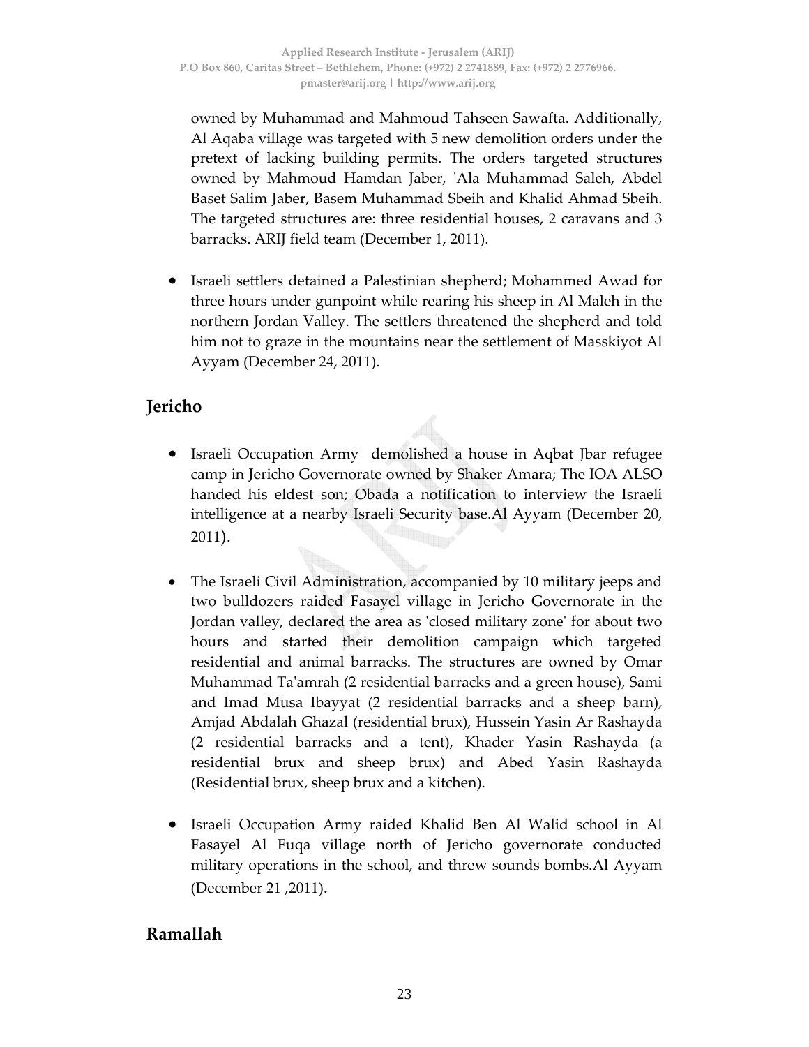owned by Muhammad and Mahmoud Tahseen Sawafta. Additionally, Al Aqaba village was targeted with 5 new demolition orders under the pretext of lacking building permits. The orders targeted structures owned by Mahmoud Hamdan Jaber, 'Ala Muhammad Saleh, Abdel Baset Salim Jaber, Basem Muhammad Sbeih and Khalid Ahmad Sbeih. The targeted structures are: three residential houses, 2 caravans and 3 barracks. ARIJ field team (December 1, 2011).

- Israeli settlers detained a Palestinian shepherd; Mohammed Awad for three hours under gunpoint while rearing his sheep in Al Maleh in the northern Jordan Valley. The settlers threatened the shepherd and told him not to graze in the mountains near the settlement of Masskiyot Al Ayyam (December 24, 2011).

## Jericho

- Israeli Occupation Army demolished a house in Aqbat Jbar refugee camp in Jericho Governorate owned by Shaker Amara; The IOA ALSO handed his eldest son; Obada a notification to interview the Israeli intelligence at a nearby Israeli Security base.Al Ayyam (December 20, 2011).

- The Israeli Civil Administration, accompanied by 10 military jeeps and two bulldozers raided Fasayel village in Jericho Governorate in the Jordan valley, declared the area as 'closed military zone' for about two hours and started their demolition campaign which targeted residential and animal barracks. The structures are owned by Omar Muhammad Ta'amrah (2 residential barracks and a green house), Sami and Imad Musa Ibayyat (2 residential barracks and a sheep barn), Amjad Abdalah Ghazal (residential brux), Hussein Yasin Ar Rashayda (2 residential barracks and a tent), Khader Yasin Rashayda (a residential brux and sheep brux) and Abed Yasin Rashayda (Residential brux, sheep brux and a kitchen).

- Israeli Occupation Army raided Khalid Ben Al Walid school in Al Fasayel Al Fuqa village north of Jericho governorate conducted military operations in the school, and threw sounds bombs.Al Ayyam (December 21 ,2011).

## Ramallah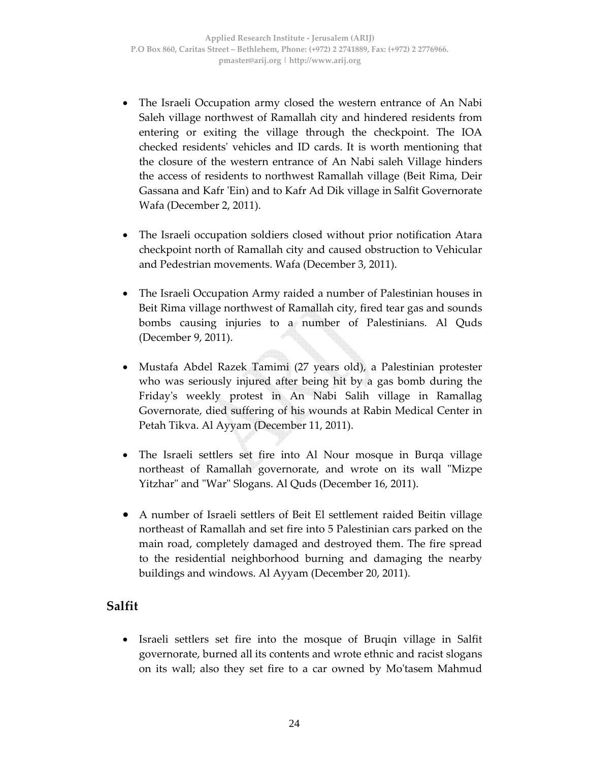- The Israeli Occupation army closed the western entrance of An Nabi Saleh village northwest of Ramallah city and hindered residents from entering or exiting the village through the checkpoint. The IOA checked residents' vehicles and ID cards. It is worth mentioning that the closure of the western entrance of An Nabi saleh Village hinders the access of residents to northwest Ramallah village (Beit Rima, Deir Gassana and Kafr 'Ein) and to Kafr Ad Dik village in Salfit Governorate Wafa (December 2, 2011).

- The Israeli occupation soldiers closed without prior notification Atara checkpoint north of Ramallah city and caused obstruction to Vehicular and Pedestrian movements. Wafa (December 3, 2011).

- The Israeli Occupation Army raided a number of Palestinian houses in Beit Rima village northwest of Ramallah city, fired tear gas and sounds bombs causing injuries to a number of Palestinians. Al Quds (December 9, 2011).

- Mustafa Abdel Razek Tamimi (27 years old), a Palestinian protester who was seriously injured after being hit by a gas bomb during the Friday's weekly protest in An Nabi Salih village in Ramallag Governorate, died suffering of his wounds at Rabin Medical Center in Petah Tikva. Al Ayyam (December 11, 2011).

- The Israeli settlers set fire into Al Nour mosque in Burqa village northeast of Ramallah governorate, and wrote on its wall "Mizpe Yitzhar" and "War" Slogans. Al Quds (December 16, 2011).

- A number of Israeli settlers of Beit El settlement raided Beitin village northeast of Ramallah and set fire into 5 Palestinian cars parked on the main road, completely damaged and destroyed them. The fire spread to the residential neighborhood burning and damaging the nearby buildings and windows. Al Ayyam (December 20, 2011).

## Salfit

- Israeli settlers set fire into the mosque of Bruqin village in Salfit governorate, burned all its contents and wrote ethnic and racist slogans on its wall; also they set fire to a car owned by Mo'tasem Mahmud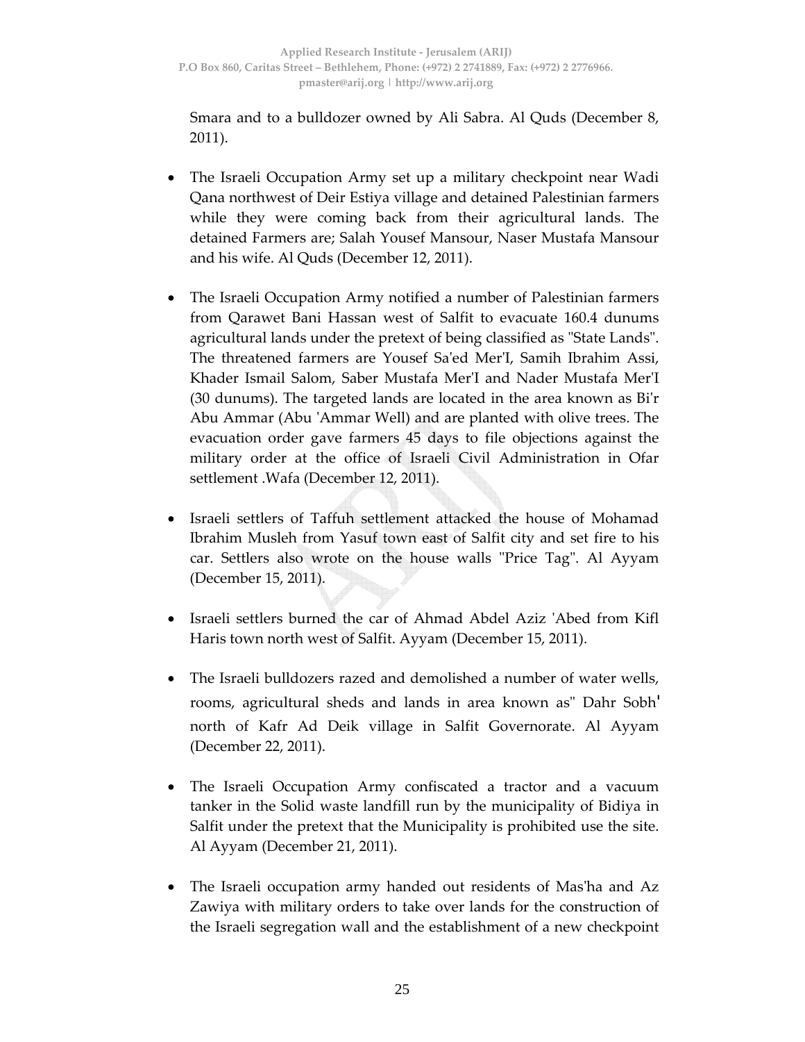Smara and to a bulldozer owned by Ali Sabra. Al Quds (December 8, 2011).

- The Israeli Occupation Army set up a military checkpoint near Wadi Qana northwest of Deir Estiya village and detained Palestinian farmers while they were coming back from their agricultural lands. The detained Farmers are; Salah Yousef Mansour, Naser Mustafa Mansour and his wife. Al Quds (December 12, 2011).

- The Israeli Occupation Army notified a number of Palestinian farmers from Qarawet Bani Hassan west of Salfit to evacuate 160.4 dunums agricultural lands under the pretext of being classified as "State Lands". The threatened farmers are Yousef Sa'ed Mer'I, Samih Ibrahim Assi, Khader Ismail Salom, Saber Mustafa Mer'I and Nader Mustafa Mer'I (30 dunums). The targeted lands are located in the area known as Bi'r Abu Ammar (Abu 'Ammar Well) and are planted with olive trees. The evacuation order gave farmers 45 days to file objections against the military order at the office of Israeli Civil Administration in Ofar settlement .Wafa (December 12, 2011).

- Israeli settlers of Taffuh settlement attacked the house of Mohamad Ibrahim Musleh from Yasuf town east of Salfit city and set fire to his car. Settlers also wrote on the house walls "Price Tag". Al Ayyam (December 15, 2011).

- Israeli settlers burned the car of Ahmad Abdel Aziz 'Abed from Kifl Haris town north west of Salfit. Ayyam (December 15, 2011).

- The Israeli bulldozers razed and demolished a number of water wells, rooms, agricultural sheds and lands in area known as" Dahr Sobh' north of Kafr Ad Deik village in Salfit Governorate. Al Ayyam (December 22, 2011).

- The Israeli Occupation Army confiscated a tractor and a vacuum tanker in the Solid waste landfill run by the municipality of Bidiya in Salfit under the pretext that the Municipality is prohibited use the site. Al Ayyam (December 21, 2011).

- The Israeli occupation army handed out residents of Mas'ha and Az Zawiya with military orders to take over lands for the construction of the Israeli segregation wall and the establishment of a new checkpoint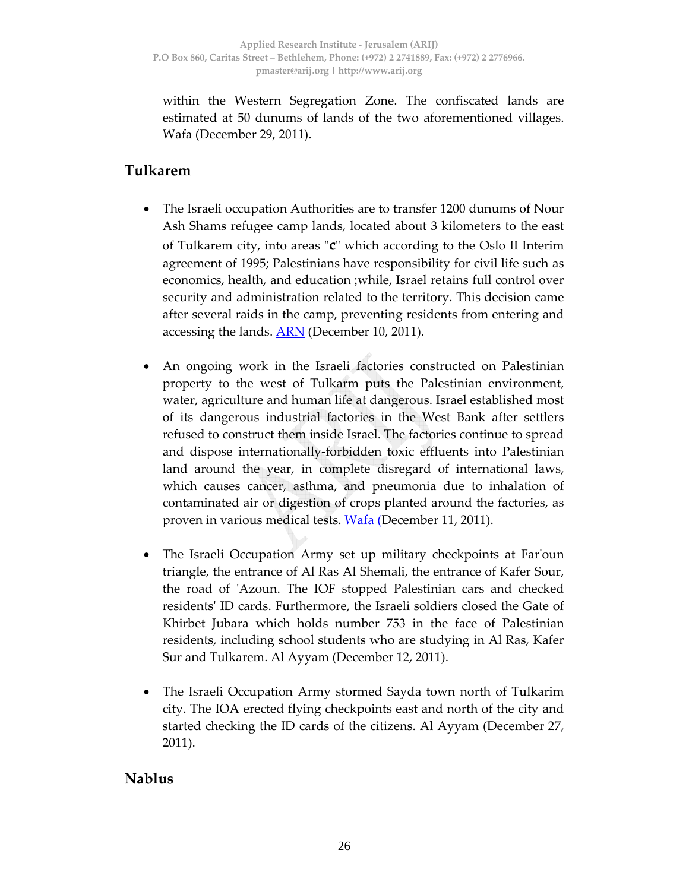within the Western Segregation Zone. The confiscated lands are estimated at 50 dunums of lands of the two aforementioned villages. Wafa (December 29, 2011).

## Tulkarem

- The Israeli occupation Authorities are to transfer 1200 dunums of Nour Ash Shams refugee camp lands, located about 3 kilometers to the east of Tulkarem city, into areas "**c**" which according to the Oslo II Interim agreement of 1995; Palestinians have responsibility for civil life such as economics, health, and education ;while, Israel retains full control over security and administration related to the territory. This decision came after several raids in the camp, preventing residents from entering and accessing the lands. ARN (December 10, 2011).

- An ongoing work in the Israeli factories constructed on Palestinian property to the west of Tulkarm puts the Palestinian environment, water, agriculture and human life at dangerous. Israel established most of its dangerous industrial factories in the West Bank after settlers refused to construct them inside Israel. The factories continue to spread and dispose internationally-forbidden toxic effluents into Palestinian land around the year, in complete disregard of international laws, which causes cancer, asthma, and pneumonia due to inhalation of contaminated air or digestion of crops planted around the factories, as proven in various medical tests. Wafa (December 11, 2011).

- The Israeli Occupation Army set up military checkpoints at Far'oun triangle, the entrance of Al Ras Al Shemali, the entrance of Kafer Sour, the road of 'Azoun. The IOF stopped Palestinian cars and checked residents' ID cards. Furthermore, the Israeli soldiers closed the Gate of Khirbet Jubara which holds number 753 in the face of Palestinian residents, including school students who are studying in Al Ras, Kafer Sur and Tulkarem. Al Ayyam (December 12, 2011).

- The Israeli Occupation Army stormed Sayda town north of Tulkarim city. The IOA erected flying checkpoints east and north of the city and started checking the ID cards of the citizens. Al Ayyam (December 27, 2011).

## Nablus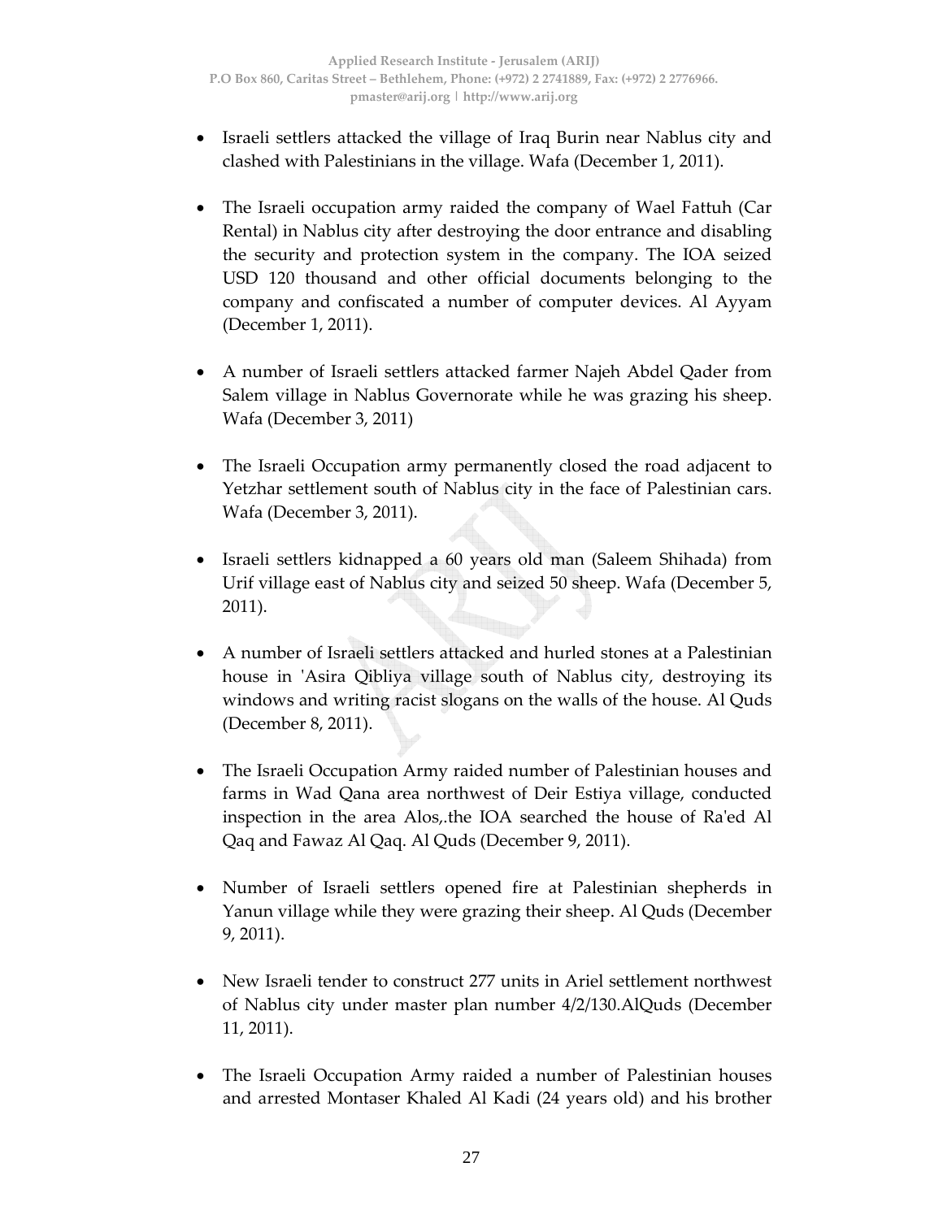- Israeli settlers attacked the village of Iraq Burin near Nablus city and clashed with Palestinians in the village. Wafa (December 1, 2011).

- The Israeli occupation army raided the company of Wael Fattuh (Car Rental) in Nablus city after destroying the door entrance and disabling the security and protection system in the company. The IOA seized USD 120 thousand and other official documents belonging to the company and confiscated a number of computer devices. Al Ayyam (December 1, 2011).

- A number of Israeli settlers attacked farmer Najeh Abdel Qader from Salem village in Nablus Governorate while he was grazing his sheep. Wafa (December 3, 2011)

- The Israeli Occupation army permanently closed the road adjacent to Yetzhar settlement south of Nablus city in the face of Palestinian cars. Wafa (December 3, 2011).

- Israeli settlers kidnapped a 60 years old man (Saleem Shihada) from Urif village east of Nablus city and seized 50 sheep. Wafa (December 5, 2011).

- A number of Israeli settlers attacked and hurled stones at a Palestinian house in 'Asira Qibliya village south of Nablus city, destroying its windows and writing racist slogans on the walls of the house. Al Quds (December 8, 2011).

- The Israeli Occupation Army raided number of Palestinian houses and farms in Wad Qana area northwest of Deir Estiya village, conducted inspection in the area Alos,.the IOA searched the house of Ra'ed Al Qaq and Fawaz Al Qaq. Al Quds (December 9, 2011).

- Number of Israeli settlers opened fire at Palestinian shepherds in Yanun village while they were grazing their sheep. Al Quds (December 9, 2011).

- New Israeli tender to construct 277 units in Ariel settlement northwest of Nablus city under master plan number 4/2/130.AlQuds (December 11, 2011).

- The Israeli Occupation Army raided a number of Palestinian houses and arrested Montaser Khaled Al Kadi (24 years old) and his brother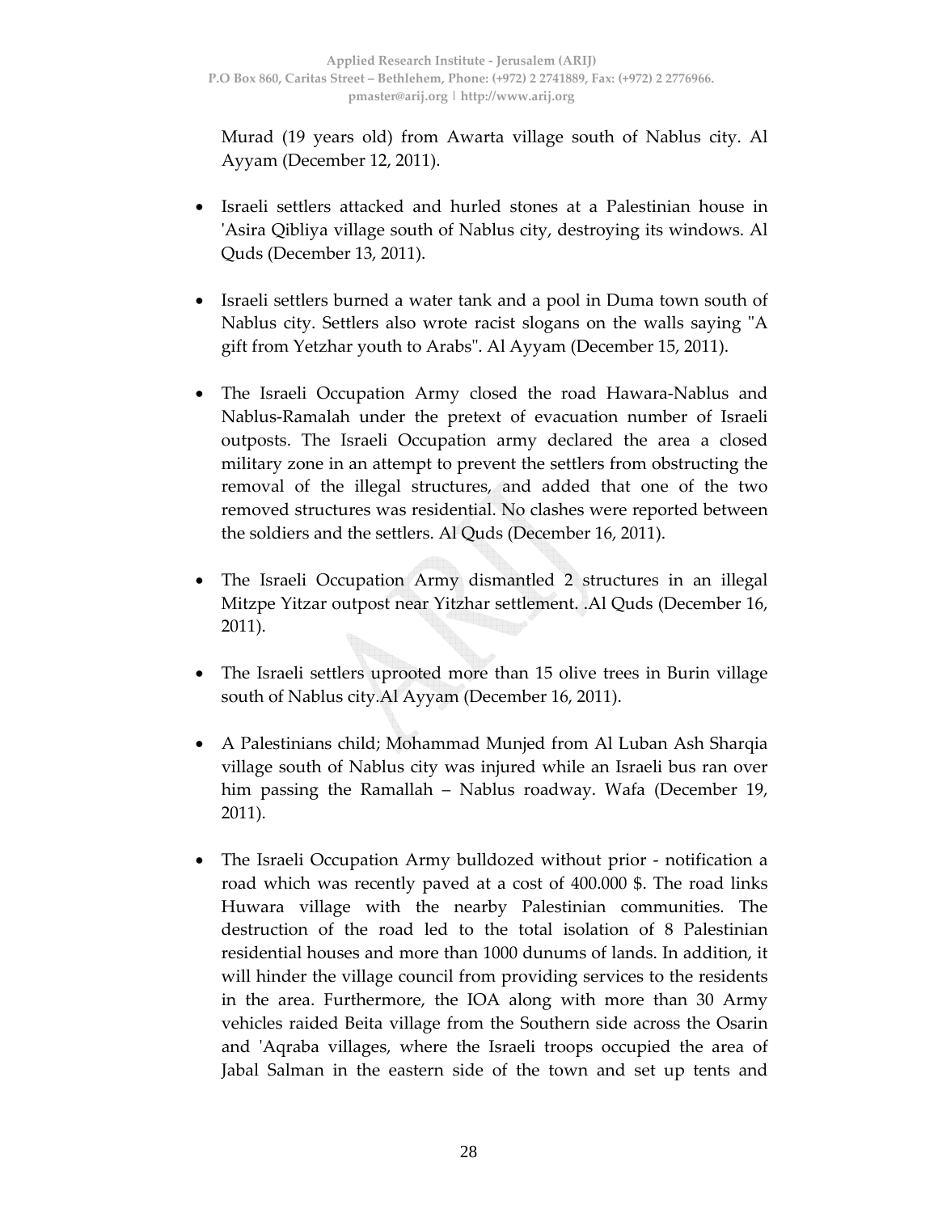Murad (19 years old) from Awarta village south of Nablus city. Al Ayyam (December 12, 2011).

- Israeli settlers attacked and hurled stones at a Palestinian house in 'Asira Qibliya village south of Nablus city, destroying its windows. Al Quds (December 13, 2011).

- Israeli settlers burned a water tank and a pool in Duma town south of Nablus city. Settlers also wrote racist slogans on the walls saying "A gift from Yetzhar youth to Arabs". Al Ayyam (December 15, 2011).

- The Israeli Occupation Army closed the road Hawara-Nablus and Nablus-Ramalah under the pretext of evacuation number of Israeli outposts. The Israeli Occupation army declared the area a closed military zone in an attempt to prevent the settlers from obstructing the removal of the illegal structures, and added that one of the two removed structures was residential. No clashes were reported between the soldiers and the settlers. Al Quds (December 16, 2011).

- The Israeli Occupation Army dismantled 2 structures in an illegal Mitzpe Yitzar outpost near Yitzhar settlement. .Al Quds (December 16, 2011).

- The Israeli settlers uprooted more than 15 olive trees in Burin village south of Nablus city.Al Ayyam (December 16, 2011).

- A Palestinians child; Mohammad Munjed from Al Luban Ash Sharqia village south of Nablus city was injured while an Israeli bus ran over him passing the Ramallah – Nablus roadway. Wafa (December 19, 2011).

- The Israeli Occupation Army bulldozed without prior - notification a road which was recently paved at a cost of 400.000 $. The road links Huwara village with the nearby Palestinian communities. The destruction of the road led to the total isolation of 8 Palestinian residential houses and more than 1000 dunums of lands. In addition, it will hinder the village council from providing services to the residents in the area. Furthermore, the IOA along with more than 30 Army vehicles raided Beita village from the Southern side across the Osarin and 'Aqraba villages, where the Israeli troops occupied the area of Jabal Salman in the eastern side of the town and set up tents and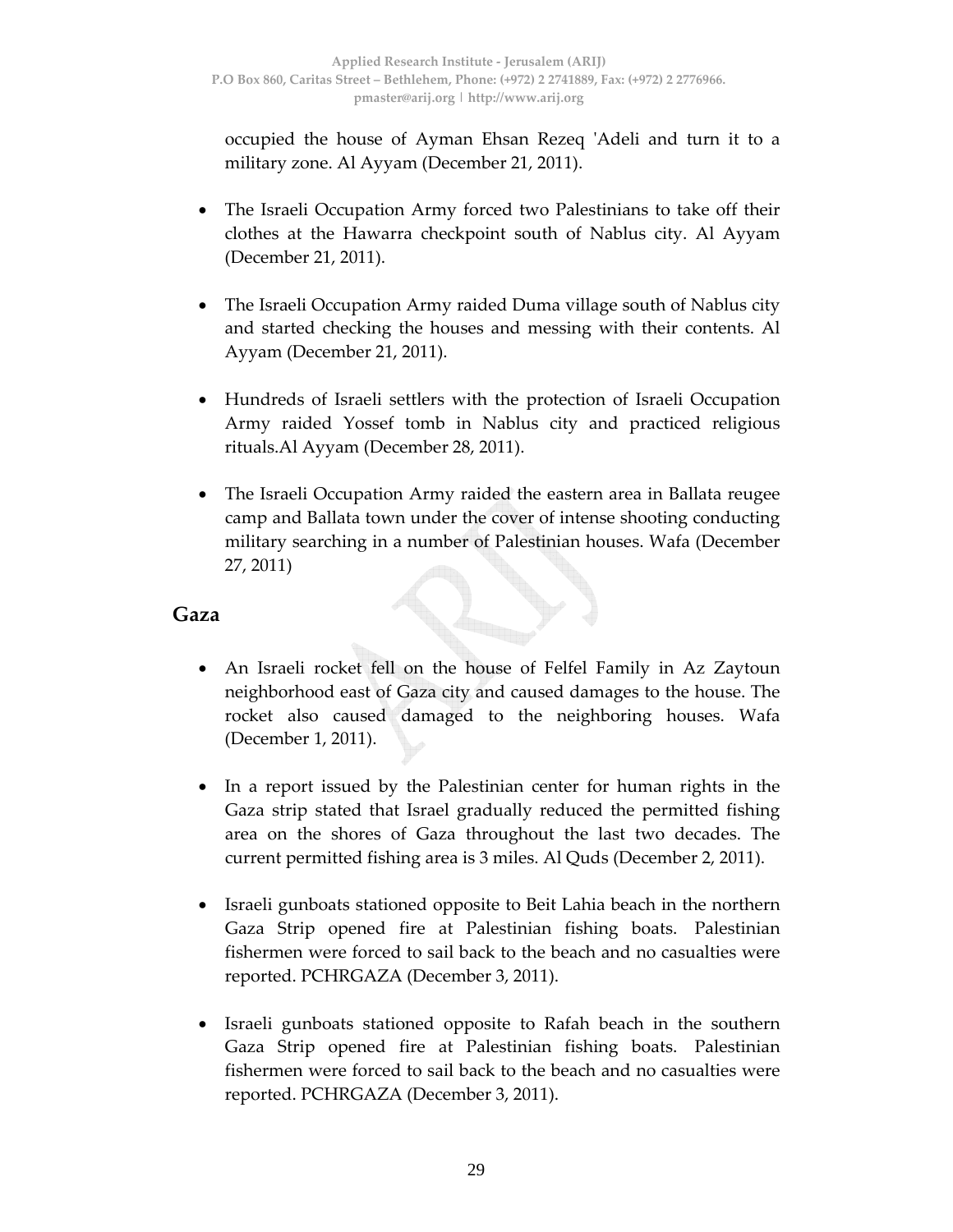occupied the house of Ayman Ehsan Rezeq 'Adeli and turn it to a military zone. Al Ayyam (December 21, 2011).

- The Israeli Occupation Army forced two Palestinians to take off their clothes at the Hawarra checkpoint south of Nablus city. Al Ayyam (December 21, 2011).

- The Israeli Occupation Army raided Duma village south of Nablus city and started checking the houses and messing with their contents. Al Ayyam (December 21, 2011).

- Hundreds of Israeli settlers with the protection of Israeli Occupation Army raided Yossef tomb in Nablus city and practiced religious rituals.Al Ayyam (December 28, 2011).

- The Israeli Occupation Army raided the eastern area in Ballata reugee camp and Ballata town under the cover of intense shooting conducting military searching in a number of Palestinian houses. Wafa (December 27, 2011)

## Gaza

- An Israeli rocket fell on the house of Felfel Family in Az Zaytoun neighborhood east of Gaza city and caused damages to the house. The rocket also caused damaged to the neighboring houses. Wafa (December 1, 2011).

- In a report issued by the Palestinian center for human rights in the Gaza strip stated that Israel gradually reduced the permitted fishing area on the shores of Gaza throughout the last two decades. The current permitted fishing area is 3 miles. Al Quds (December 2, 2011).

- Israeli gunboats stationed opposite to Beit Lahia beach in the northern Gaza Strip opened fire at Palestinian fishing boats. Palestinian fishermen were forced to sail back to the beach and no casualties were reported. PCHRGAZA (December 3, 2011).

- Israeli gunboats stationed opposite to Rafah beach in the southern Gaza Strip opened fire at Palestinian fishing boats. Palestinian fishermen were forced to sail back to the beach and no casualties were reported. PCHRGAZA (December 3, 2011).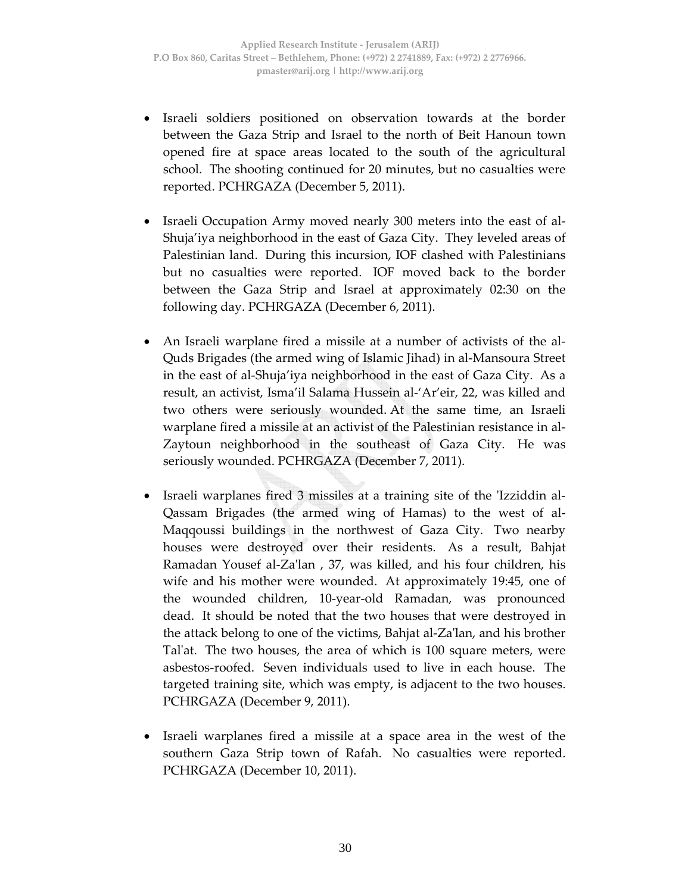- Israeli soldiers positioned on observation towards at the border between the Gaza Strip and Israel to the north of Beit Hanoun town opened fire at space areas located to the south of the agricultural school. The shooting continued for 20 minutes, but no casualties were reported. PCHRGAZA (December 5, 2011).

- Israeli Occupation Army moved nearly 300 meters into the east of al-Shuja'iya neighborhood in the east of Gaza City. They leveled areas of Palestinian land. During this incursion, IOF clashed with Palestinians but no casualties were reported. IOF moved back to the border between the Gaza Strip and Israel at approximately 02:30 on the following day. PCHRGAZA (December 6, 2011).

- An Israeli warplane fired a missile at a number of activists of the al-Quds Brigades (the armed wing of Islamic Jihad) in al-Mansoura Street in the east of al-Shuja'iya neighborhood in the east of Gaza City. As a result, an activist, Isma'il Salama Hussein al-'Ar'eir, 22, was killed and two others were seriously wounded. At the same time, an Israeli warplane fired a missile at an activist of the Palestinian resistance in al-Zaytoun neighborhood in the southeast of Gaza City. He was seriously wounded. PCHRGAZA (December 7, 2011).

- Israeli warplanes fired 3 missiles at a training site of the 'Izziddin al-Qassam Brigades (the armed wing of Hamas) to the west of al-Maqqoussi buildings in the northwest of Gaza City. Two nearby houses were destroyed over their residents. As a result, Bahjat Ramadan Yousef al-Za'lan , 37, was killed, and his four children, his wife and his mother were wounded. At approximately 19:45, one of the wounded children, 10-year-old Ramadan, was pronounced dead. It should be noted that the two houses that were destroyed in the attack belong to one of the victims, Bahjat al-Za'lan, and his brother Tal'at. The two houses, the area of which is 100 square meters, were asbestos-roofed. Seven individuals used to live in each house. The targeted training site, which was empty, is adjacent to the two houses. PCHRGAZA (December 9, 2011).

- Israeli warplanes fired a missile at a space area in the west of the southern Gaza Strip town of Rafah. No casualties were reported. PCHRGAZA (December 10, 2011).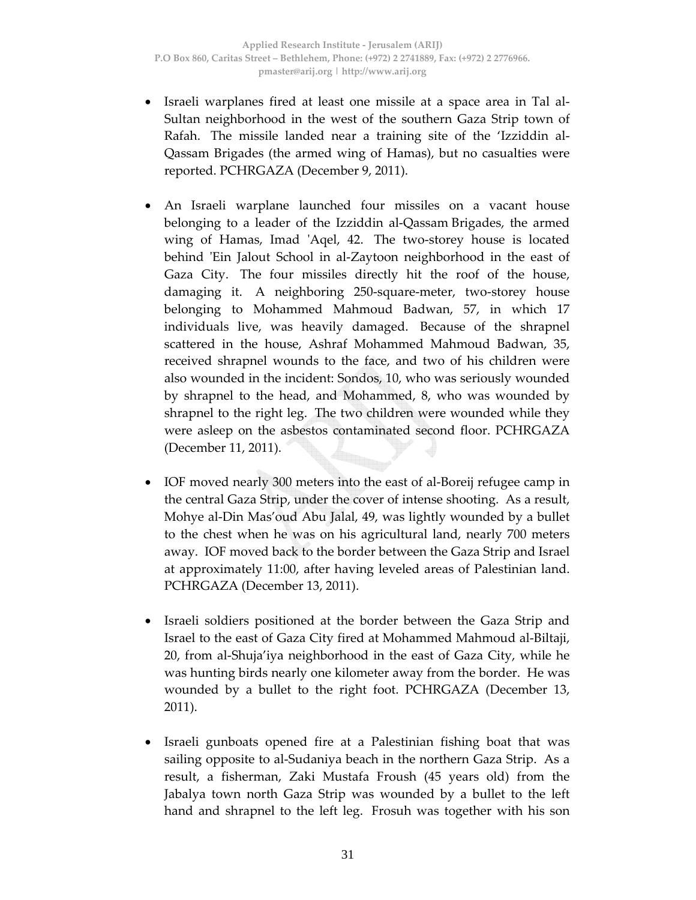- Israeli warplanes fired at least one missile at a space area in Tal al-Sultan neighborhood in the west of the southern Gaza Strip town of Rafah. The missile landed near a training site of the 'Izziddin al-Qassam Brigades (the armed wing of Hamas), but no casualties were reported. PCHRGAZA (December 9, 2011).

- An Israeli warplane launched four missiles on a vacant house belonging to a leader of the Izziddin al-Qassam Brigades, the armed wing of Hamas, Imad 'Aqel, 42. The two-storey house is located behind 'Ein Jalout School in al-Zaytoon neighborhood in the east of Gaza City. The four missiles directly hit the roof of the house, damaging it. A neighboring 250-square-meter, two-storey house belonging to Mohammed Mahmoud Badwan, 57, in which 17 individuals live, was heavily damaged. Because of the shrapnel scattered in the house, Ashraf Mohammed Mahmoud Badwan, 35, received shrapnel wounds to the face, and two of his children were also wounded in the incident: Sondos, 10, who was seriously wounded by shrapnel to the head, and Mohammed, 8, who was wounded by shrapnel to the right leg. The two children were wounded while they were asleep on the asbestos contaminated second floor. PCHRGAZA (December 11, 2011).

- IOF moved nearly 300 meters into the east of al-Boreij refugee camp in the central Gaza Strip, under the cover of intense shooting. As a result, Mohye al-Din Mas'oud Abu Jalal, 49, was lightly wounded by a bullet to the chest when he was on his agricultural land, nearly 700 meters away. IOF moved back to the border between the Gaza Strip and Israel at approximately 11:00, after having leveled areas of Palestinian land. PCHRGAZA (December 13, 2011).

- Israeli soldiers positioned at the border between the Gaza Strip and Israel to the east of Gaza City fired at Mohammed Mahmoud al-Biltaji, 20, from al-Shuja'iya neighborhood in the east of Gaza City, while he was hunting birds nearly one kilometer away from the border. He was wounded by a bullet to the right foot. PCHRGAZA (December 13, 2011).

- Israeli gunboats opened fire at a Palestinian fishing boat that was sailing opposite to al-Sudaniya beach in the northern Gaza Strip. As a result, a fisherman, Zaki Mustafa Froush (45 years old) from the Jabalya town north Gaza Strip was wounded by a bullet to the left hand and shrapnel to the left leg. Frosuh was together with his son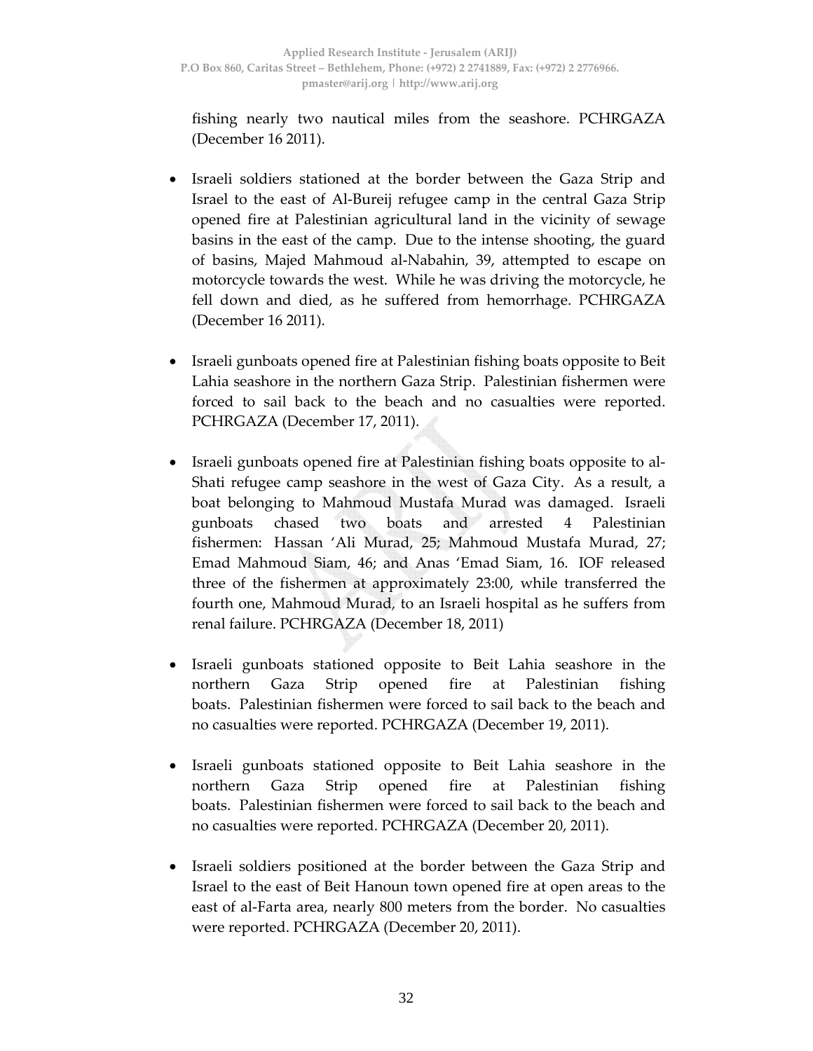fishing nearly two nautical miles from the seashore. PCHRGAZA (December 16 2011).

- Israeli soldiers stationed at the border between the Gaza Strip and Israel to the east of Al-Bureij refugee camp in the central Gaza Strip opened fire at Palestinian agricultural land in the vicinity of sewage basins in the east of the camp. Due to the intense shooting, the guard of basins, Majed Mahmoud al-Nabahin, 39, attempted to escape on motorcycle towards the west. While he was driving the motorcycle, he fell down and died, as he suffered from hemorrhage. PCHRGAZA (December 16 2011).

- Israeli gunboats opened fire at Palestinian fishing boats opposite to Beit Lahia seashore in the northern Gaza Strip. Palestinian fishermen were forced to sail back to the beach and no casualties were reported. PCHRGAZA (December 17, 2011).

- Israeli gunboats opened fire at Palestinian fishing boats opposite to al-Shati refugee camp seashore in the west of Gaza City. As a result, a boat belonging to Mahmoud Mustafa Murad was damaged. Israeli gunboats chased two boats and arrested 4 Palestinian fishermen: Hassan 'Ali Murad, 25; Mahmoud Mustafa Murad, 27; Emad Mahmoud Siam, 46; and Anas 'Emad Siam, 16. IOF released three of the fishermen at approximately 23:00, while transferred the fourth one, Mahmoud Murad, to an Israeli hospital as he suffers from renal failure. PCHRGAZA (December 18, 2011)

- Israeli gunboats stationed opposite to Beit Lahia seashore in the northern Gaza Strip opened fire at Palestinian fishing boats. Palestinian fishermen were forced to sail back to the beach and no casualties were reported. PCHRGAZA (December 19, 2011).

- Israeli gunboats stationed opposite to Beit Lahia seashore in the northern Gaza Strip opened fire at Palestinian fishing boats. Palestinian fishermen were forced to sail back to the beach and no casualties were reported. PCHRGAZA (December 20, 2011).

- Israeli soldiers positioned at the border between the Gaza Strip and Israel to the east of Beit Hanoun town opened fire at open areas to the east of al-Farta area, nearly 800 meters from the border. No casualties were reported. PCHRGAZA (December 20, 2011).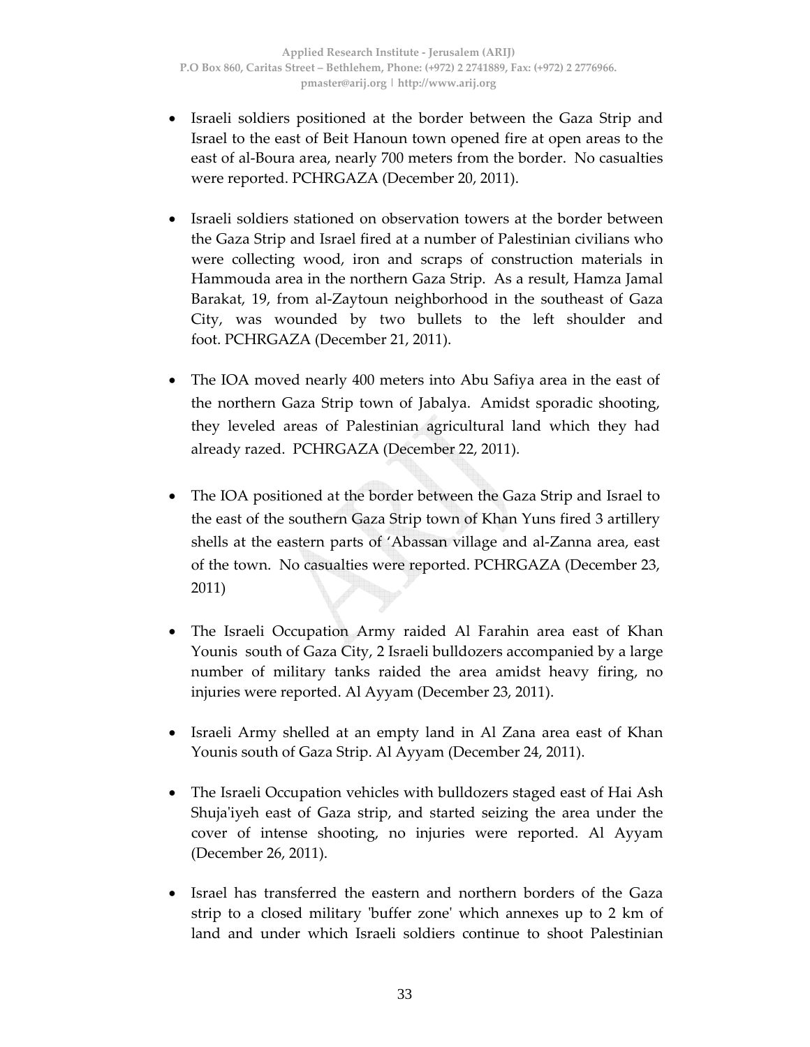- Israeli soldiers positioned at the border between the Gaza Strip and Israel to the east of Beit Hanoun town opened fire at open areas to the east of al-Boura area, nearly 700 meters from the border. No casualties were reported. PCHRGAZA (December 20, 2011).

- Israeli soldiers stationed on observation towers at the border between the Gaza Strip and Israel fired at a number of Palestinian civilians who were collecting wood, iron and scraps of construction materials in Hammouda area in the northern Gaza Strip. As a result, Hamza Jamal Barakat, 19, from al-Zaytoun neighborhood in the southeast of Gaza City, was wounded by two bullets to the left shoulder and foot. PCHRGAZA (December 21, 2011).

- The IOA moved nearly 400 meters into Abu Safiya area in the east of the northern Gaza Strip town of Jabalya. Amidst sporadic shooting, they leveled areas of Palestinian agricultural land which they had already razed. PCHRGAZA (December 22, 2011).

- The IOA positioned at the border between the Gaza Strip and Israel to the east of the southern Gaza Strip town of Khan Yuns fired 3 artillery shells at the eastern parts of 'Abassan village and al-Zanna area, east of the town. No casualties were reported. PCHRGAZA (December 23, 2011)

- The Israeli Occupation Army raided Al Farahin area east of Khan Younis south of Gaza City, 2 Israeli bulldozers accompanied by a large number of military tanks raided the area amidst heavy firing, no injuries were reported. Al Ayyam (December 23, 2011).

- Israeli Army shelled at an empty land in Al Zana area east of Khan Younis south of Gaza Strip. Al Ayyam (December 24, 2011).

- The Israeli Occupation vehicles with bulldozers staged east of Hai Ash Shuja'iyeh east of Gaza strip, and started seizing the area under the cover of intense shooting, no injuries were reported. Al Ayyam (December 26, 2011).

- Israel has transferred the eastern and northern borders of the Gaza strip to a closed military 'buffer zone' which annexes up to 2 km of land and under which Israeli soldiers continue to shoot Palestinian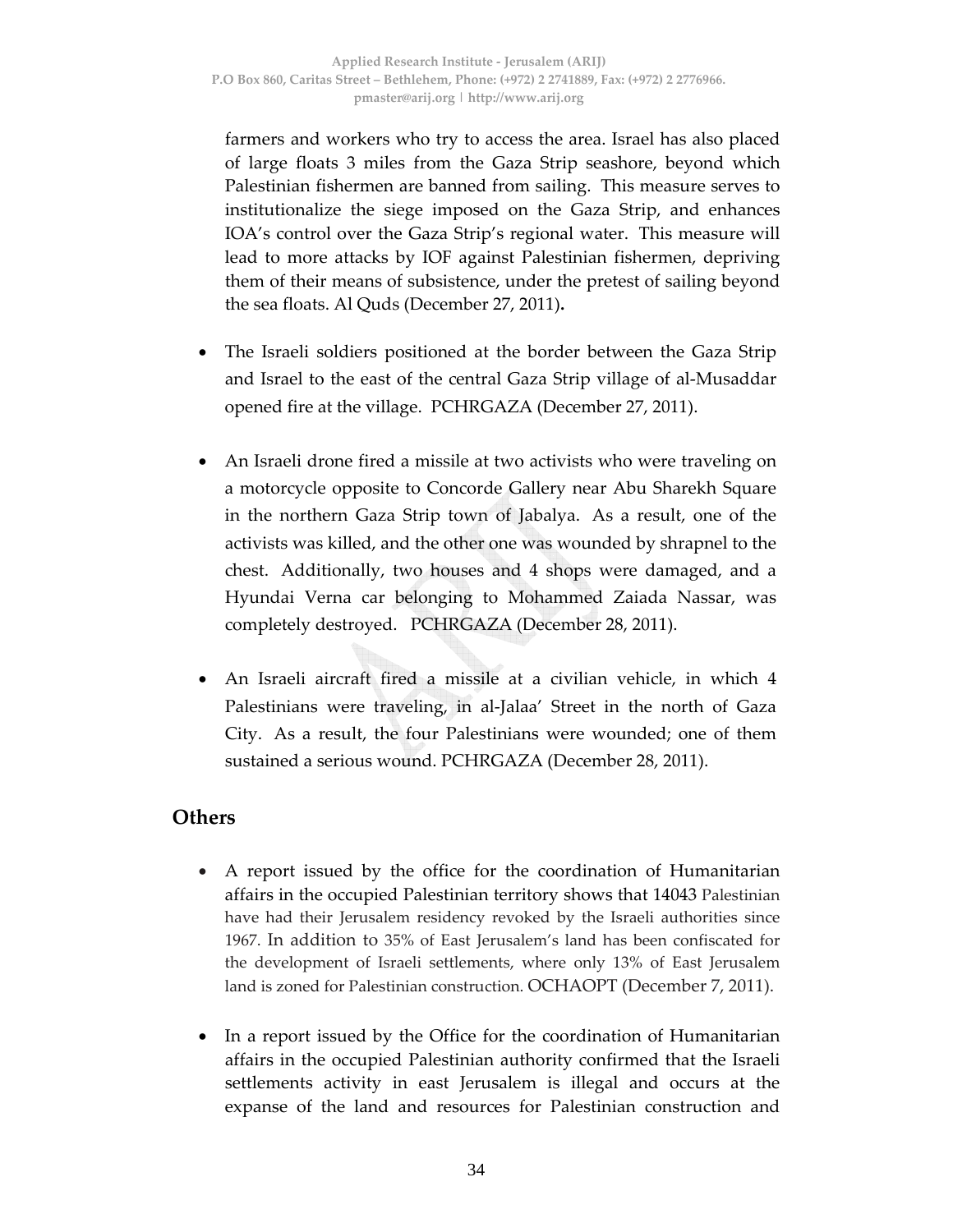farmers and workers who try to access the area. Israel has also placed of large floats 3 miles from the Gaza Strip seashore, beyond which Palestinian fishermen are banned from sailing. This measure serves to institutionalize the siege imposed on the Gaza Strip, and enhances IOA's control over the Gaza Strip's regional water. This measure will lead to more attacks by IOF against Palestinian fishermen, depriving them of their means of subsistence, under the pretest of sailing beyond the sea floats. Al Quds (December 27, 2011).

- The Israeli soldiers positioned at the border between the Gaza Strip and Israel to the east of the central Gaza Strip village of al-Musaddar opened fire at the village. PCHRGAZA (December 27, 2011).

- An Israeli drone fired a missile at two activists who were traveling on a motorcycle opposite to Concorde Gallery near Abu Sharekh Square in the northern Gaza Strip town of Jabalya. As a result, one of the activists was killed, and the other one was wounded by shrapnel to the chest. Additionally, two houses and 4 shops were damaged, and a Hyundai Verna car belonging to Mohammed Zaiada Nassar, was completely destroyed. PCHRGAZA (December 28, 2011).

- An Israeli aircraft fired a missile at a civilian vehicle, in which 4 Palestinians were traveling, in al-Jalaa' Street in the north of Gaza City. As a result, the four Palestinians were wounded; one of them sustained a serious wound. PCHRGAZA (December 28, 2011).

## Others

- A report issued by the office for the coordination of Humanitarian affairs in the occupied Palestinian territory shows that 14043 Palestinian have had their Jerusalem residency revoked by the Israeli authorities since 1967. In addition to 35% of East Jerusalem's land has been confiscated for the development of Israeli settlements, where only 13% of East Jerusalem land is zoned for Palestinian construction. OCHAOPT (December 7, 2011).

- In a report issued by the Office for the coordination of Humanitarian affairs in the occupied Palestinian authority confirmed that the Israeli settlements activity in east Jerusalem is illegal and occurs at the expanse of the land and resources for Palestinian construction and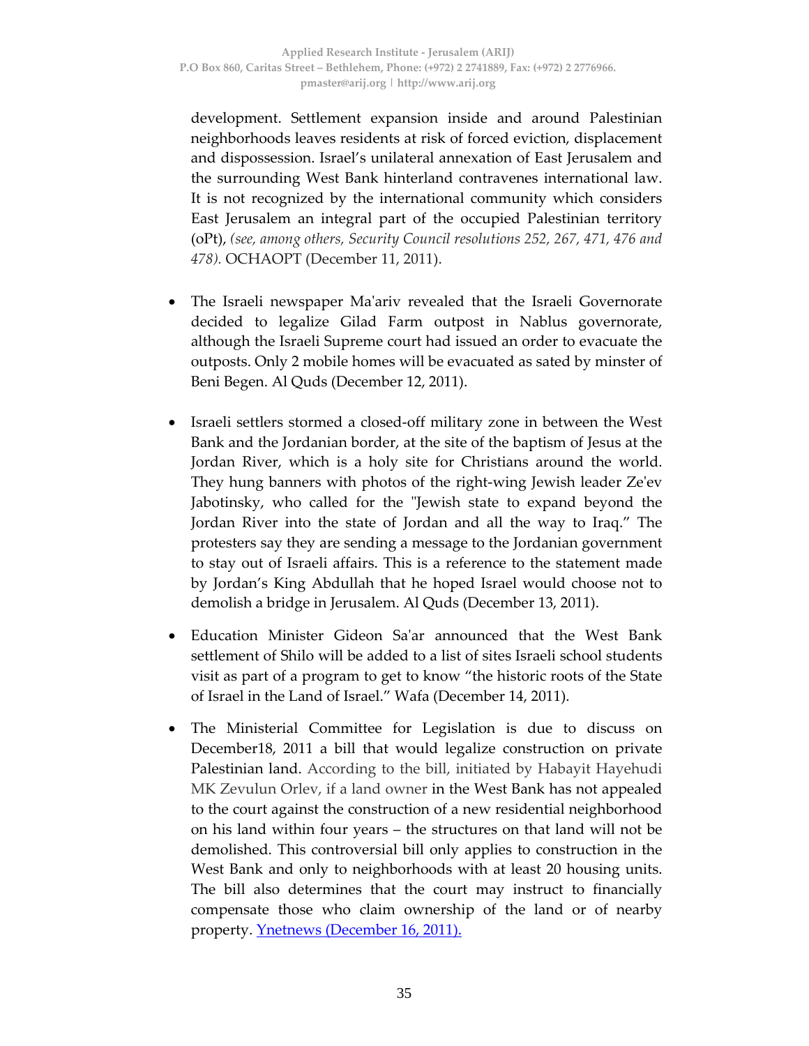development. Settlement expansion inside and around Palestinian neighborhoods leaves residents at risk of forced eviction, displacement and dispossession. Israel's unilateral annexation of East Jerusalem and the surrounding West Bank hinterland contravenes international law. It is not recognized by the international community which considers East Jerusalem an integral part of the occupied Palestinian territory (oPt), *(see, among others, Security Council resolutions 252, 267, 471, 476 and 478).* OCHAOPT (December 11, 2011).

- The Israeli newspaper Ma'ariv revealed that the Israeli Governorate decided to legalize Gilad Farm outpost in Nablus governorate, although the Israeli Supreme court had issued an order to evacuate the outposts. Only 2 mobile homes will be evacuated as sated by minster of Beni Begen. Al Quds (December 12, 2011).

- Israeli settlers stormed a closed-off military zone in between the West Bank and the Jordanian border, at the site of the baptism of Jesus at the Jordan River, which is a holy site for Christians around the world. They hung banners with photos of the right-wing Jewish leader Ze'ev Jabotinsky, who called for the "Jewish state to expand beyond the Jordan River into the state of Jordan and all the way to Iraq." The protesters say they are sending a message to the Jordanian government to stay out of Israeli affairs. This is a reference to the statement made by Jordan's King Abdullah that he hoped Israel would choose not to demolish a bridge in Jerusalem. Al Quds (December 13, 2011).

- Education Minister Gideon Sa'ar announced that the West Bank settlement of Shilo will be added to a list of sites Israeli school students visit as part of a program to get to know "the historic roots of the State of Israel in the Land of Israel." Wafa (December 14, 2011).

- The Ministerial Committee for Legislation is due to discuss on December18, 2011 a bill that would legalize construction on private Palestinian land. According to the bill, initiated by Habayit Hayehudi MK Zevulun Orlev, if a land owner in the West Bank has not appealed to the court against the construction of a new residential neighborhood on his land within four years – the structures on that land will not be demolished. This controversial bill only applies to construction in the West Bank and only to neighborhoods with at least 20 housing units. The bill also determines that the court may instruct to financially compensate those who claim ownership of the land or of nearby property. Ynetnews (December 16, 2011).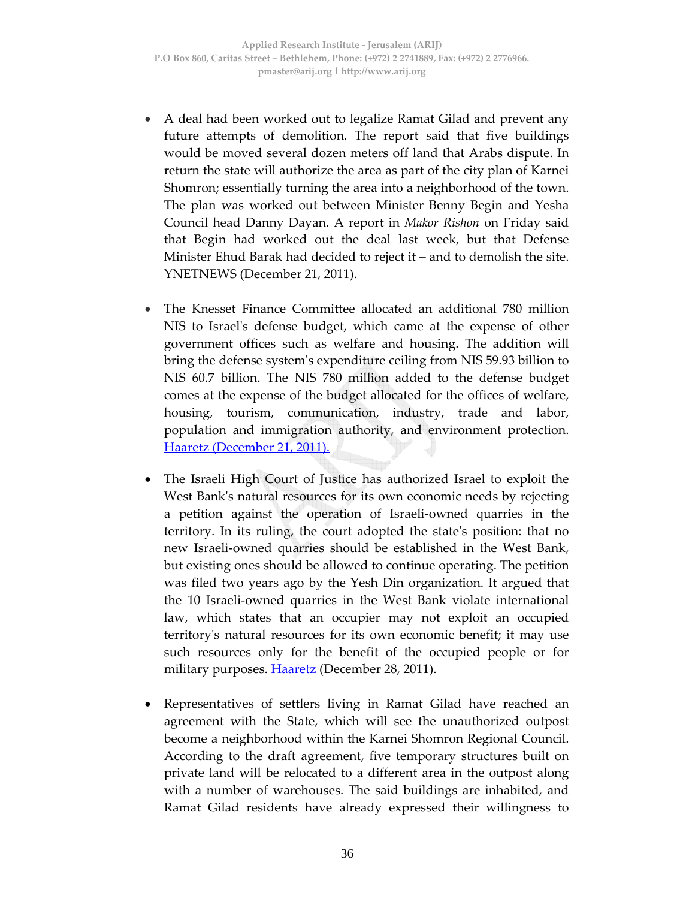- A deal had been worked out to legalize Ramat Gilad and prevent any future attempts of demolition. The report said that five buildings would be moved several dozen meters off land that Arabs dispute. In return the state will authorize the area as part of the city plan of Karnei Shomron; essentially turning the area into a neighborhood of the town. The plan was worked out between Minister Benny Begin and Yesha Council head Danny Dayan. A report in *Makor Rishon* on Friday said that Begin had worked out the deal last week, but that Defense Minister Ehud Barak had decided to reject it – and to demolish the site. YNETNEWS (December 21, 2011).

- The Knesset Finance Committee allocated an additional 780 million NIS to Israel's defense budget, which came at the expense of other government offices such as welfare and housing. The addition will bring the defense system's expenditure ceiling from NIS 59.93 billion to NIS 60.7 billion. The NIS 780 million added to the defense budget comes at the expense of the budget allocated for the offices of welfare, housing, tourism, communication, industry, trade and labor, population and immigration authority, and environment protection. Haaretz (December 21, 2011).

- The Israeli High Court of Justice has authorized Israel to exploit the West Bank's natural resources for its own economic needs by rejecting a petition against the operation of Israeli-owned quarries in the territory. In its ruling, the court adopted the state's position: that no new Israeli-owned quarries should be established in the West Bank, but existing ones should be allowed to continue operating. The petition was filed two years ago by the Yesh Din organization. It argued that the 10 Israeli-owned quarries in the West Bank violate international law, which states that an occupier may not exploit an occupied territory's natural resources for its own economic benefit; it may use such resources only for the benefit of the occupied people or for military purposes. Haaretz (December 28, 2011).

- Representatives of settlers living in Ramat Gilad have reached an agreement with the State, which will see the unauthorized outpost become a neighborhood within the Karnei Shomron Regional Council. According to the draft agreement, five temporary structures built on private land will be relocated to a different area in the outpost along with a number of warehouses. The said buildings are inhabited, and Ramat Gilad residents have already expressed their willingness to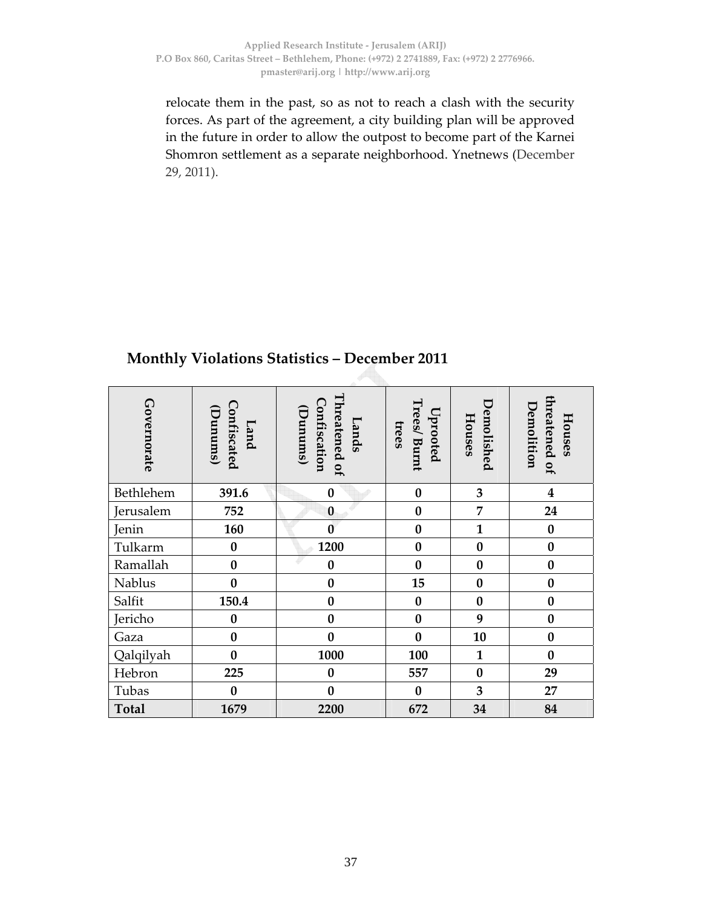relocate them in the past, so as not to reach a clash with the security forces. As part of the agreement, a city building plan will be approved in the future in order to allow the outpost to become part of the Karnei Shomron settlement as a separate neighborhood. Ynetnews (December 29, 2011).

## Monthly Violations Statistics – December 2011

| Governorate | Land Confiscated (Dunums) | Lands Threatened of Confiscation (Dunums) | Uprooted Trees/ Burnt trees | Demolished Houses | Houses threatened of Demolition |
|---|---|---|---|---|---|
| Bethlehem | **391.6** | **0** | **0** | **3** | **4** |
| Jerusalem | **752** | **0** | **0** | **7** | **24** |
| Jenin | **160** | **0** | **0** | **1** | **0** |
| Tulkarm | **0** | **1200** | **0** | **0** | **0** |
| Ramallah | **0** | **0** | **0** | **0** | **0** |
| Nablus | **0** | **0** | **15** | **0** | **0** |
| Salfit | **150.4** | **0** | **0** | **0** | **0** |
| Jericho | **0** | **0** | **0** | **9** | **0** |
| Gaza | **0** | **0** | **0** | **10** | **0** |
| Qalqilyah | **0** | **1000** | **100** | **1** | **0** |
| Hebron | **225** | **0** | **557** | **0** | **29** |
| Tubas | **0** | **0** | **0** | **3** | **27** |
| **Total** | **1679** | **2200** | **672** | **34** | **84** |